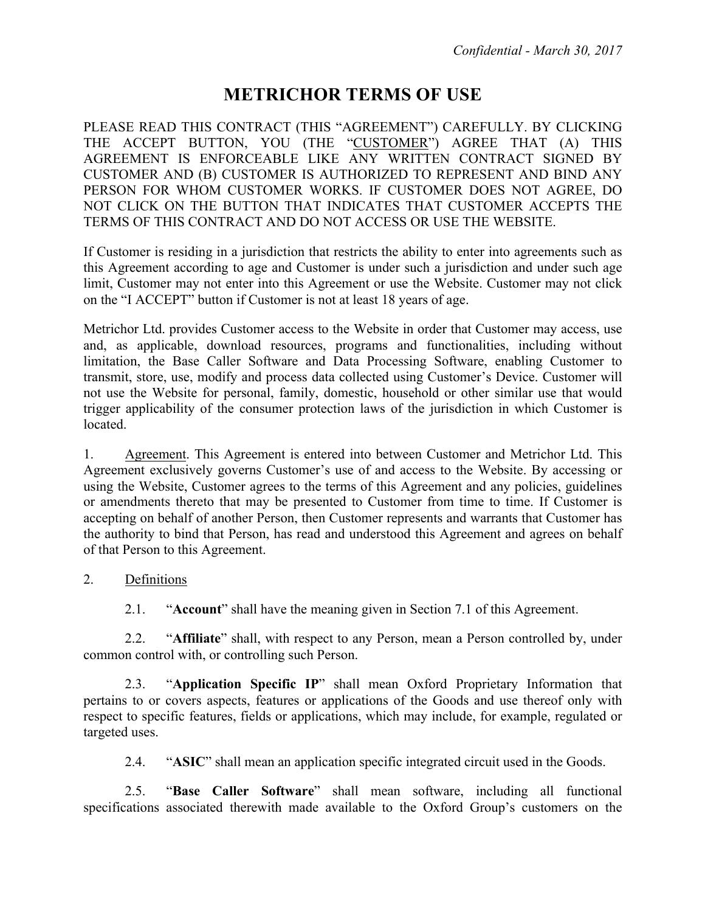*Confidential - March 30, 2017*

# METRICHOR TERMS OF USE

PLEASE READ THIS CONTRACT (THIS "AGREEMENT") CAREFULLY. BY CLICKING THE ACCEPT BUTTON, YOU (THE "CUSTOMER") AGREE THAT (A) THIS AGREEMENT IS ENFORCEABLE LIKE ANY WRITTEN CONTRACT SIGNED BY CUSTOMER AND (B) CUSTOMER IS AUTHORIZED TO REPRESENT AND BIND ANY PERSON FOR WHOM CUSTOMER WORKS. IF CUSTOMER DOES NOT AGREE, DO NOT CLICK ON THE BUTTON THAT INDICATES THAT CUSTOMER ACCEPTS THE TERMS OF THIS CONTRACT AND DO NOT ACCESS OR USE THE WEBSITE.

If Customer is residing in a jurisdiction that restricts the ability to enter into agreements such as this Agreement according to age and Customer is under such a jurisdiction and under such age limit, Customer may not enter into this Agreement or use the Website. Customer may not click on the "I ACCEPT" button if Customer is not at least 18 years of age.

Metrichor Ltd. provides Customer access to the Website in order that Customer may access, use and, as applicable, download resources, programs and functionalities, including without limitation, the Base Caller Software and Data Processing Software, enabling Customer to transmit, store, use, modify and process data collected using Customer's Device. Customer will not use the Website for personal, family, domestic, household or other similar use that would trigger applicability of the consumer protection laws of the jurisdiction in which Customer is located.

1. Agreement. This Agreement is entered into between Customer and Metrichor Ltd. This Agreement exclusively governs Customer's use of and access to the Website. By accessing or using the Website, Customer agrees to the terms of this Agreement and any policies, guidelines or amendments thereto that may be presented to Customer from time to time. If Customer is accepting on behalf of another Person, then Customer represents and warrants that Customer has the authority to bind that Person, has read and understood this Agreement and agrees on behalf of that Person to this Agreement.

2. Definitions

2.1. "**Account**" shall have the meaning given in Section 7.1 of this Agreement.

2.2. "**Affiliate**" shall, with respect to any Person, mean a Person controlled by, under common control with, or controlling such Person.

2.3. "**Application Specific IP**" shall mean Oxford Proprietary Information that pertains to or covers aspects, features or applications of the Goods and use thereof only with respect to specific features, fields or applications, which may include, for example, regulated or targeted uses.

2.4. "**ASIC**" shall mean an application specific integrated circuit used in the Goods.

2.5. "**Base Caller Software**" shall mean software, including all functional specifications associated therewith made available to the Oxford Group's customers on the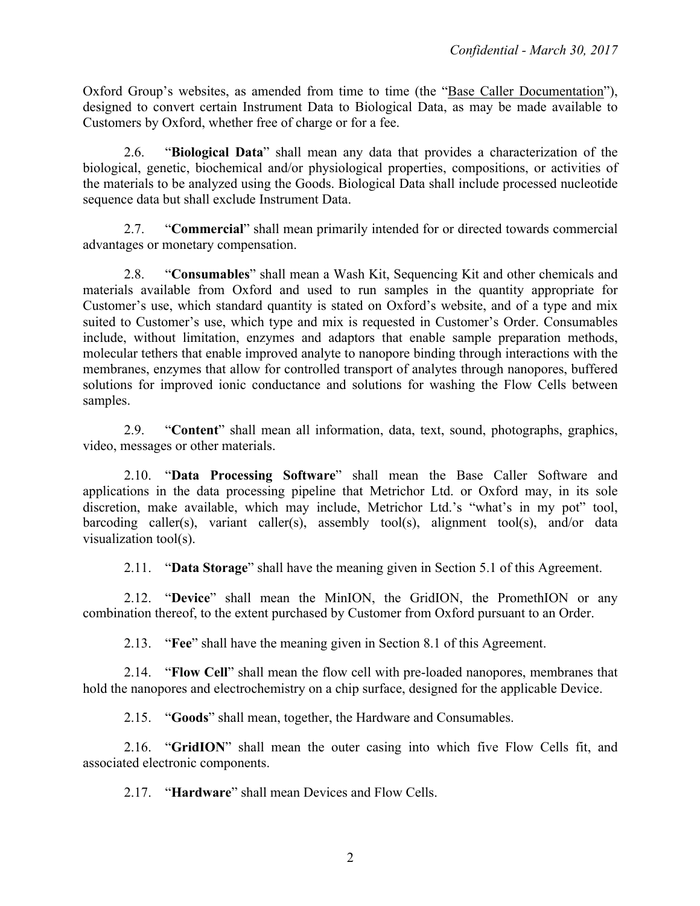Oxford Group's websites, as amended from time to time (the "Base Caller Documentation"), designed to convert certain Instrument Data to Biological Data, as may be made available to Customers by Oxford, whether free of charge or for a fee.

2.6. "**Biological Data**" shall mean any data that provides a characterization of the biological, genetic, biochemical and/or physiological properties, compositions, or activities of the materials to be analyzed using the Goods. Biological Data shall include processed nucleotide sequence data but shall exclude Instrument Data.

2.7. "**Commercial**" shall mean primarily intended for or directed towards commercial advantages or monetary compensation.

2.8. "**Consumables**" shall mean a Wash Kit, Sequencing Kit and other chemicals and materials available from Oxford and used to run samples in the quantity appropriate for Customer's use, which standard quantity is stated on Oxford's website, and of a type and mix suited to Customer's use, which type and mix is requested in Customer's Order. Consumables include, without limitation, enzymes and adaptors that enable sample preparation methods, molecular tethers that enable improved analyte to nanopore binding through interactions with the membranes, enzymes that allow for controlled transport of analytes through nanopores, buffered solutions for improved ionic conductance and solutions for washing the Flow Cells between samples.

2.9. "**Content**" shall mean all information, data, text, sound, photographs, graphics, video, messages or other materials.

2.10. "**Data Processing Software**" shall mean the Base Caller Software and applications in the data processing pipeline that Metrichor Ltd. or Oxford may, in its sole discretion, make available, which may include, Metrichor Ltd.'s "what's in my pot" tool, barcoding caller(s), variant caller(s), assembly tool(s), alignment tool(s), and/or data visualization tool(s).

2.11. "**Data Storage**" shall have the meaning given in Section 5.1 of this Agreement.

2.12. "**Device**" shall mean the MinION, the GridION, the PromethION or any combination thereof, to the extent purchased by Customer from Oxford pursuant to an Order.

2.13. "**Fee**" shall have the meaning given in Section 8.1 of this Agreement.

2.14. "**Flow Cell**" shall mean the flow cell with pre-loaded nanopores, membranes that hold the nanopores and electrochemistry on a chip surface, designed for the applicable Device.

2.15. "**Goods**" shall mean, together, the Hardware and Consumables.

2.16. "**GridION**" shall mean the outer casing into which five Flow Cells fit, and associated electronic components.

2.17. "**Hardware**" shall mean Devices and Flow Cells.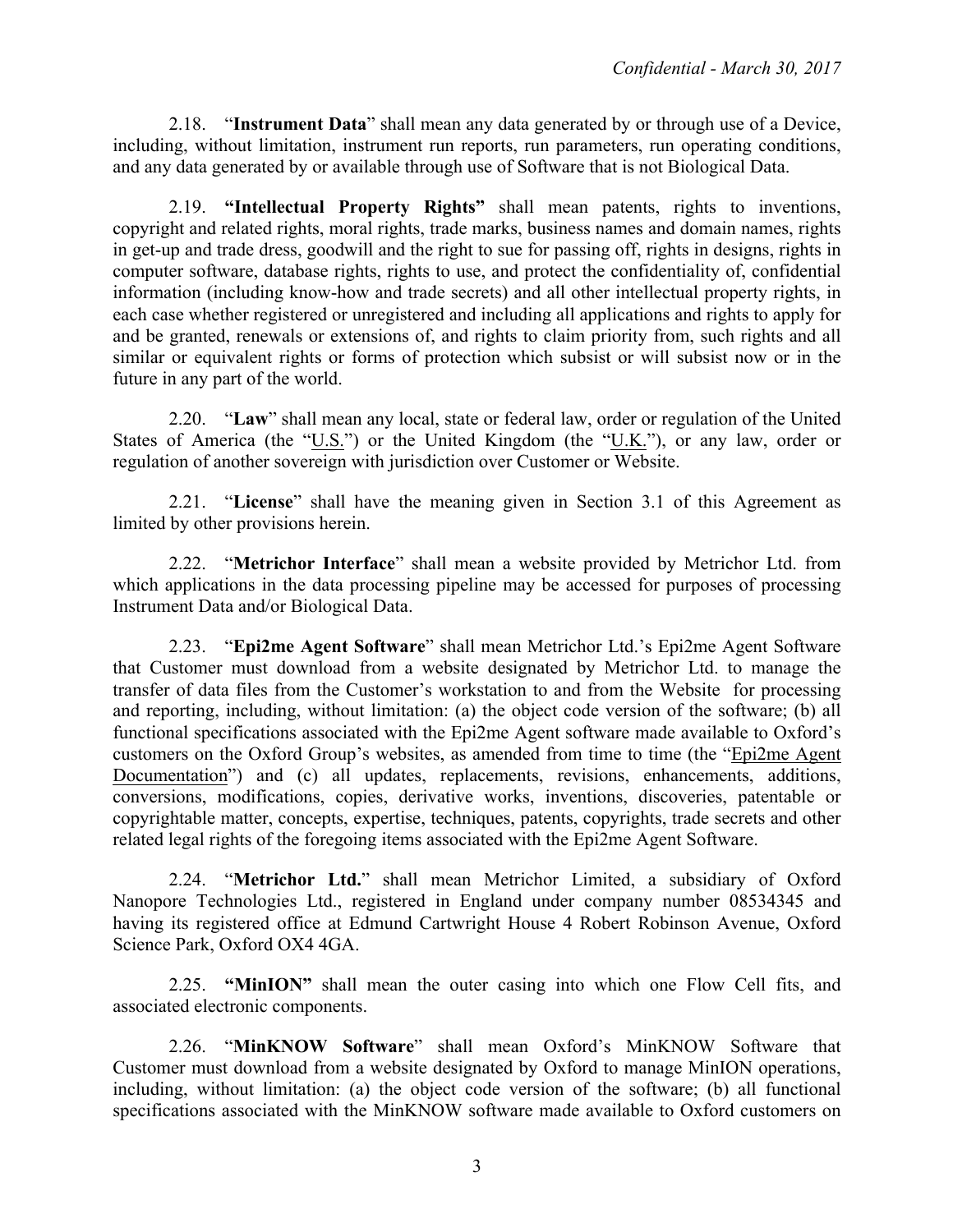2.18. "**Instrument Data**" shall mean any data generated by or through use of a Device, including, without limitation, instrument run reports, run parameters, run operating conditions, and any data generated by or available through use of Software that is not Biological Data.

2.19. **"Intellectual Property Rights"** shall mean patents, rights to inventions, copyright and related rights, moral rights, trade marks, business names and domain names, rights in get-up and trade dress, goodwill and the right to sue for passing off, rights in designs, rights in computer software, database rights, rights to use, and protect the confidentiality of, confidential information (including know-how and trade secrets) and all other intellectual property rights, in each case whether registered or unregistered and including all applications and rights to apply for and be granted, renewals or extensions of, and rights to claim priority from, such rights and all similar or equivalent rights or forms of protection which subsist or will subsist now or in the future in any part of the world.

2.20. "**Law**" shall mean any local, state or federal law, order or regulation of the United States of America (the "U.S.") or the United Kingdom (the "U.K."), or any law, order or regulation of another sovereign with jurisdiction over Customer or Website.

2.21. "**License**" shall have the meaning given in Section 3.1 of this Agreement as limited by other provisions herein.

2.22. "**Metrichor Interface**" shall mean a website provided by Metrichor Ltd. from which applications in the data processing pipeline may be accessed for purposes of processing Instrument Data and/or Biological Data.

2.23. "**Epi2me Agent Software**" shall mean Metrichor Ltd.'s Epi2me Agent Software that Customer must download from a website designated by Metrichor Ltd. to manage the transfer of data files from the Customer's workstation to and from the Website for processing and reporting, including, without limitation: (a) the object code version of the software; (b) all functional specifications associated with the Epi2me Agent software made available to Oxford's customers on the Oxford Group's websites, as amended from time to time (the "Epi2me Agent Documentation") and (c) all updates, replacements, revisions, enhancements, additions, conversions, modifications, copies, derivative works, inventions, discoveries, patentable or copyrightable matter, concepts, expertise, techniques, patents, copyrights, trade secrets and other related legal rights of the foregoing items associated with the Epi2me Agent Software.

2.24. "**Metrichor Ltd.**" shall mean Metrichor Limited, a subsidiary of Oxford Nanopore Technologies Ltd., registered in England under company number 08534345 and having its registered office at Edmund Cartwright House 4 Robert Robinson Avenue, Oxford Science Park, Oxford OX4 4GA.

2.25. **"MinION"** shall mean the outer casing into which one Flow Cell fits, and associated electronic components.

2.26. "**MinKNOW Software**" shall mean Oxford's MinKNOW Software that Customer must download from a website designated by Oxford to manage MinION operations, including, without limitation: (a) the object code version of the software; (b) all functional specifications associated with the MinKNOW software made available to Oxford customers on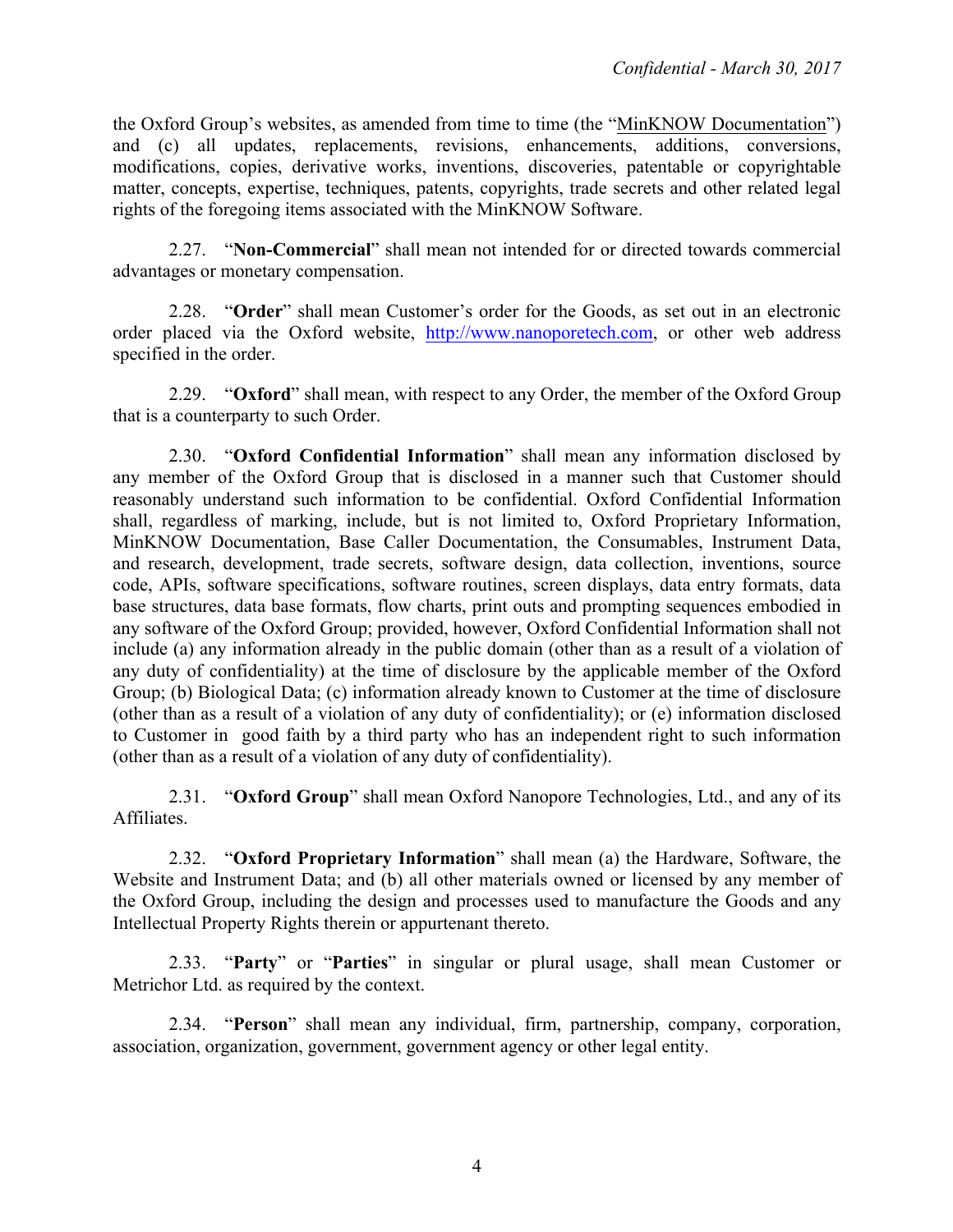the Oxford Group's websites, as amended from time to time (the "MinKNOW Documentation") and (c) all updates, replacements, revisions, enhancements, additions, conversions, modifications, copies, derivative works, inventions, discoveries, patentable or copyrightable matter, concepts, expertise, techniques, patents, copyrights, trade secrets and other related legal rights of the foregoing items associated with the MinKNOW Software.

2.27. "**Non-Commercial**" shall mean not intended for or directed towards commercial advantages or monetary compensation.

2.28. "**Order**" shall mean Customer's order for the Goods, as set out in an electronic order placed via the Oxford website, http://www.nanoporetech.com, or other web address specified in the order.

2.29. "**Oxford**" shall mean, with respect to any Order, the member of the Oxford Group that is a counterparty to such Order.

2.30. "**Oxford Confidential Information**" shall mean any information disclosed by any member of the Oxford Group that is disclosed in a manner such that Customer should reasonably understand such information to be confidential. Oxford Confidential Information shall, regardless of marking, include, but is not limited to, Oxford Proprietary Information, MinKNOW Documentation, Base Caller Documentation, the Consumables, Instrument Data, and research, development, trade secrets, software design, data collection, inventions, source code, APIs, software specifications, software routines, screen displays, data entry formats, data base structures, data base formats, flow charts, print outs and prompting sequences embodied in any software of the Oxford Group; provided, however, Oxford Confidential Information shall not include (a) any information already in the public domain (other than as a result of a violation of any duty of confidentiality) at the time of disclosure by the applicable member of the Oxford Group; (b) Biological Data; (c) information already known to Customer at the time of disclosure (other than as a result of a violation of any duty of confidentiality); or (e) information disclosed to Customer in good faith by a third party who has an independent right to such information (other than as a result of a violation of any duty of confidentiality).

2.31. "**Oxford Group**" shall mean Oxford Nanopore Technologies, Ltd., and any of its Affiliates.

2.32. "**Oxford Proprietary Information**" shall mean (a) the Hardware, Software, the Website and Instrument Data; and (b) all other materials owned or licensed by any member of the Oxford Group, including the design and processes used to manufacture the Goods and any Intellectual Property Rights therein or appurtenant thereto.

2.33. "**Party**" or "**Parties**" in singular or plural usage, shall mean Customer or Metrichor Ltd. as required by the context.

2.34. "**Person**" shall mean any individual, firm, partnership, company, corporation, association, organization, government, government agency or other legal entity.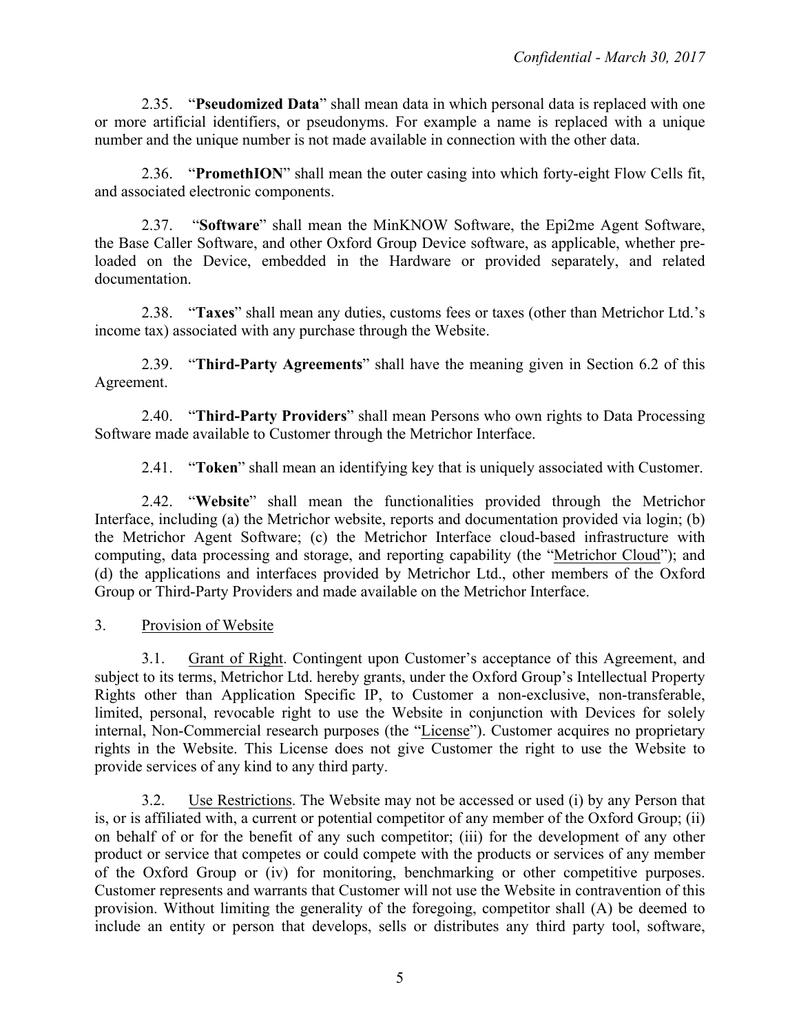2.35. "**Pseudomized Data**" shall mean data in which personal data is replaced with one or more artificial identifiers, or pseudonyms. For example a name is replaced with a unique number and the unique number is not made available in connection with the other data.

2.36. "**PromethION**" shall mean the outer casing into which forty-eight Flow Cells fit, and associated electronic components.

2.37. "**Software**" shall mean the MinKNOW Software, the Epi2me Agent Software, the Base Caller Software, and other Oxford Group Device software, as applicable, whether pre-loaded on the Device, embedded in the Hardware or provided separately, and related documentation.

2.38. "**Taxes**" shall mean any duties, customs fees or taxes (other than Metrichor Ltd.'s income tax) associated with any purchase through the Website.

2.39. "**Third-Party Agreements**" shall have the meaning given in Section 6.2 of this Agreement.

2.40. "**Third-Party Providers**" shall mean Persons who own rights to Data Processing Software made available to Customer through the Metrichor Interface.

2.41. "**Token**" shall mean an identifying key that is uniquely associated with Customer.

2.42. "**Website**" shall mean the functionalities provided through the Metrichor Interface, including (a) the Metrichor website, reports and documentation provided via login; (b) the Metrichor Agent Software; (c) the Metrichor Interface cloud-based infrastructure with computing, data processing and storage, and reporting capability (the "Metrichor Cloud"); and (d) the applications and interfaces provided by Metrichor Ltd., other members of the Oxford Group or Third-Party Providers and made available on the Metrichor Interface.

3. Provision of Website

3.1. Grant of Right. Contingent upon Customer's acceptance of this Agreement, and subject to its terms, Metrichor Ltd. hereby grants, under the Oxford Group's Intellectual Property Rights other than Application Specific IP, to Customer a non-exclusive, non-transferable, limited, personal, revocable right to use the Website in conjunction with Devices for solely internal, Non-Commercial research purposes (the "License"). Customer acquires no proprietary rights in the Website. This License does not give Customer the right to use the Website to provide services of any kind to any third party.

3.2. Use Restrictions. The Website may not be accessed or used (i) by any Person that is, or is affiliated with, a current or potential competitor of any member of the Oxford Group; (ii) on behalf of or for the benefit of any such competitor; (iii) for the development of any other product or service that competes or could compete with the products or services of any member of the Oxford Group or (iv) for monitoring, benchmarking or other competitive purposes. Customer represents and warrants that Customer will not use the Website in contravention of this provision. Without limiting the generality of the foregoing, competitor shall (A) be deemed to include an entity or person that develops, sells or distributes any third party tool, software,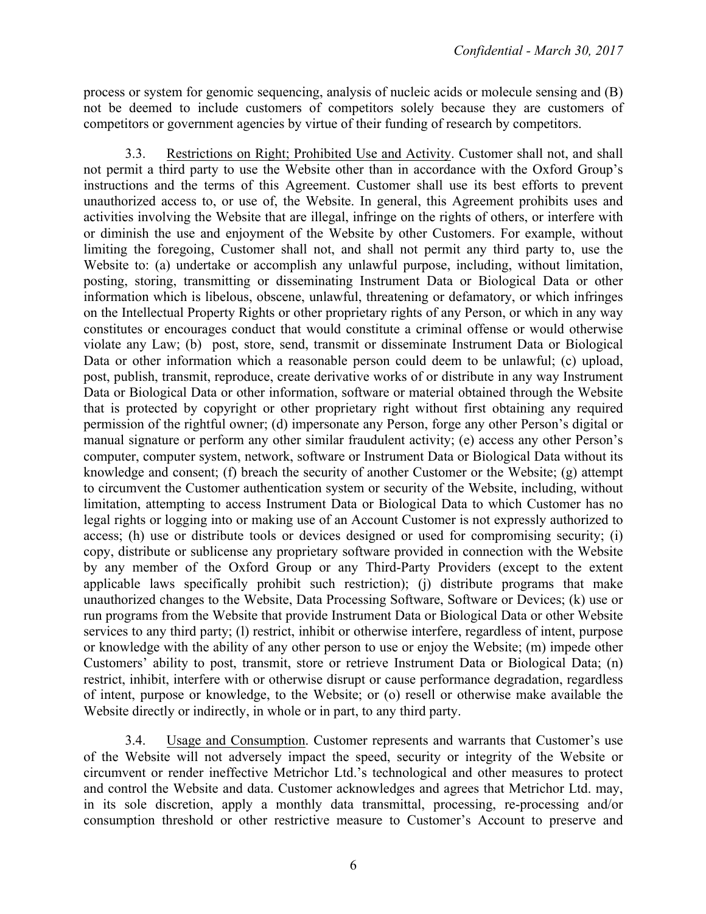process or system for genomic sequencing, analysis of nucleic acids or molecule sensing and (B) not be deemed to include customers of competitors solely because they are customers of competitors or government agencies by virtue of their funding of research by competitors.

3.3. Restrictions on Right; Prohibited Use and Activity. Customer shall not, and shall not permit a third party to use the Website other than in accordance with the Oxford Group's instructions and the terms of this Agreement. Customer shall use its best efforts to prevent unauthorized access to, or use of, the Website. In general, this Agreement prohibits uses and activities involving the Website that are illegal, infringe on the rights of others, or interfere with or diminish the use and enjoyment of the Website by other Customers. For example, without limiting the foregoing, Customer shall not, and shall not permit any third party to, use the Website to: (a) undertake or accomplish any unlawful purpose, including, without limitation, posting, storing, transmitting or disseminating Instrument Data or Biological Data or other information which is libelous, obscene, unlawful, threatening or defamatory, or which infringes on the Intellectual Property Rights or other proprietary rights of any Person, or which in any way constitutes or encourages conduct that would constitute a criminal offense or would otherwise violate any Law; (b) post, store, send, transmit or disseminate Instrument Data or Biological Data or other information which a reasonable person could deem to be unlawful; (c) upload, post, publish, transmit, reproduce, create derivative works of or distribute in any way Instrument Data or Biological Data or other information, software or material obtained through the Website that is protected by copyright or other proprietary right without first obtaining any required permission of the rightful owner; (d) impersonate any Person, forge any other Person's digital or manual signature or perform any other similar fraudulent activity; (e) access any other Person's computer, computer system, network, software or Instrument Data or Biological Data without its knowledge and consent; (f) breach the security of another Customer or the Website; (g) attempt to circumvent the Customer authentication system or security of the Website, including, without limitation, attempting to access Instrument Data or Biological Data to which Customer has no legal rights or logging into or making use of an Account Customer is not expressly authorized to access; (h) use or distribute tools or devices designed or used for compromising security; (i) copy, distribute or sublicense any proprietary software provided in connection with the Website by any member of the Oxford Group or any Third-Party Providers (except to the extent applicable laws specifically prohibit such restriction); (j) distribute programs that make unauthorized changes to the Website, Data Processing Software, Software or Devices; (k) use or run programs from the Website that provide Instrument Data or Biological Data or other Website services to any third party; (l) restrict, inhibit or otherwise interfere, regardless of intent, purpose or knowledge with the ability of any other person to use or enjoy the Website; (m) impede other Customers' ability to post, transmit, store or retrieve Instrument Data or Biological Data; (n) restrict, inhibit, interfere with or otherwise disrupt or cause performance degradation, regardless of intent, purpose or knowledge, to the Website; or (o) resell or otherwise make available the Website directly or indirectly, in whole or in part, to any third party.

3.4. Usage and Consumption. Customer represents and warrants that Customer's use of the Website will not adversely impact the speed, security or integrity of the Website or circumvent or render ineffective Metrichor Ltd.'s technological and other measures to protect and control the Website and data. Customer acknowledges and agrees that Metrichor Ltd. may, in its sole discretion, apply a monthly data transmittal, processing, re-processing and/or consumption threshold or other restrictive measure to Customer's Account to preserve and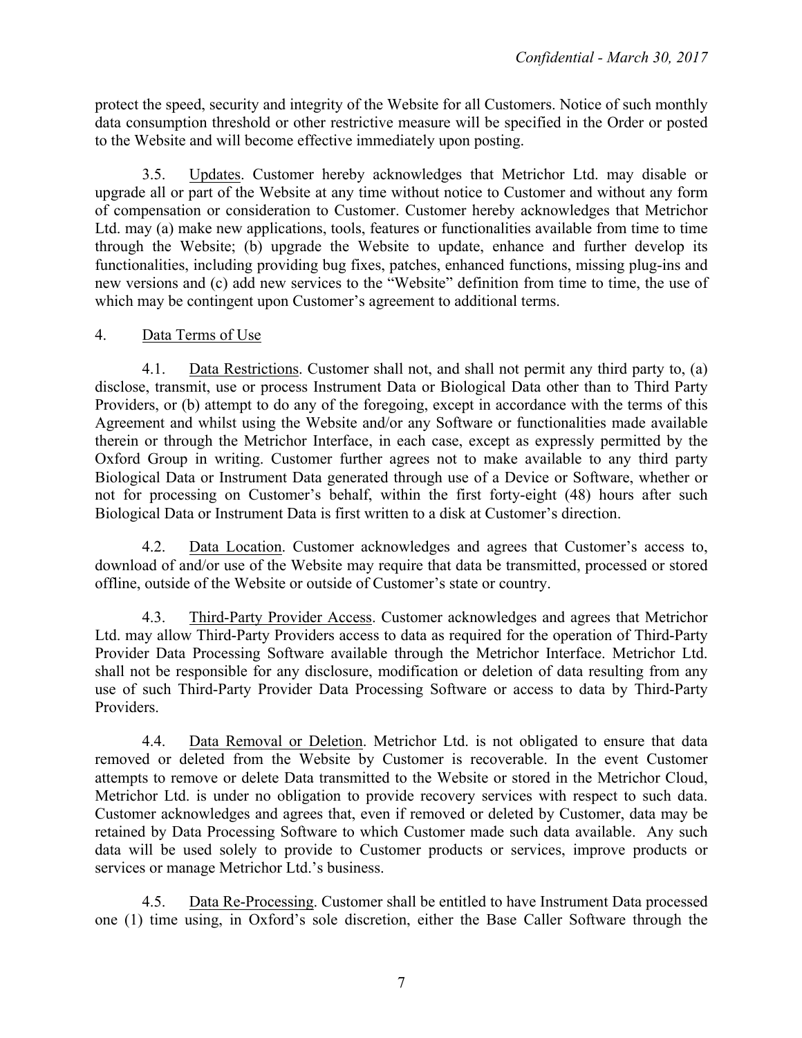protect the speed, security and integrity of the Website for all Customers. Notice of such monthly data consumption threshold or other restrictive measure will be specified in the Order or posted to the Website and will become effective immediately upon posting.

3.5. Updates. Customer hereby acknowledges that Metrichor Ltd. may disable or upgrade all or part of the Website at any time without notice to Customer and without any form of compensation or consideration to Customer. Customer hereby acknowledges that Metrichor Ltd. may (a) make new applications, tools, features or functionalities available from time to time through the Website; (b) upgrade the Website to update, enhance and further develop its functionalities, including providing bug fixes, patches, enhanced functions, missing plug-ins and new versions and (c) add new services to the "Website" definition from time to time, the use of which may be contingent upon Customer's agreement to additional terms.

4. Data Terms of Use

4.1. Data Restrictions. Customer shall not, and shall not permit any third party to, (a) disclose, transmit, use or process Instrument Data or Biological Data other than to Third Party Providers, or (b) attempt to do any of the foregoing, except in accordance with the terms of this Agreement and whilst using the Website and/or any Software or functionalities made available therein or through the Metrichor Interface, in each case, except as expressly permitted by the Oxford Group in writing. Customer further agrees not to make available to any third party Biological Data or Instrument Data generated through use of a Device or Software, whether or not for processing on Customer's behalf, within the first forty-eight (48) hours after such Biological Data or Instrument Data is first written to a disk at Customer's direction.

4.2. Data Location. Customer acknowledges and agrees that Customer's access to, download of and/or use of the Website may require that data be transmitted, processed or stored offline, outside of the Website or outside of Customer's state or country.

4.3. Third-Party Provider Access. Customer acknowledges and agrees that Metrichor Ltd. may allow Third-Party Providers access to data as required for the operation of Third-Party Provider Data Processing Software available through the Metrichor Interface. Metrichor Ltd. shall not be responsible for any disclosure, modification or deletion of data resulting from any use of such Third-Party Provider Data Processing Software or access to data by Third-Party Providers.

4.4. Data Removal or Deletion. Metrichor Ltd. is not obligated to ensure that data removed or deleted from the Website by Customer is recoverable. In the event Customer attempts to remove or delete Data transmitted to the Website or stored in the Metrichor Cloud, Metrichor Ltd. is under no obligation to provide recovery services with respect to such data. Customer acknowledges and agrees that, even if removed or deleted by Customer, data may be retained by Data Processing Software to which Customer made such data available. Any such data will be used solely to provide to Customer products or services, improve products or services or manage Metrichor Ltd.'s business.

4.5. Data Re-Processing. Customer shall be entitled to have Instrument Data processed one (1) time using, in Oxford's sole discretion, either the Base Caller Software through the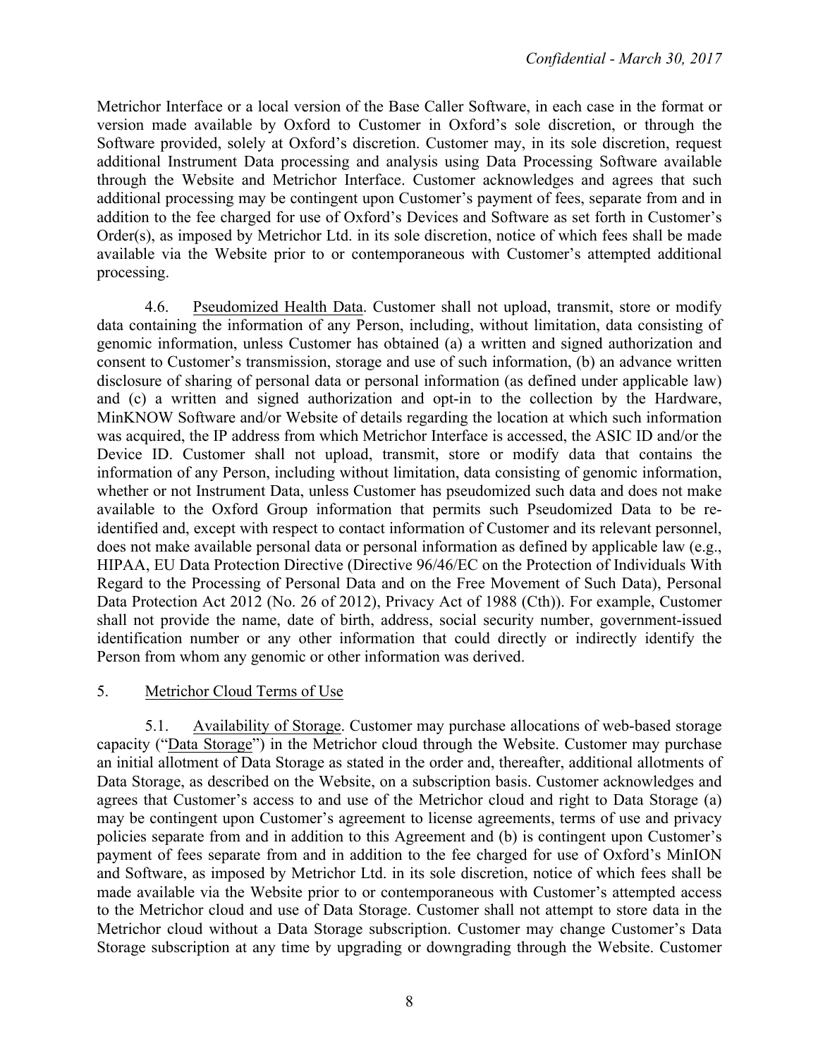Metrichor Interface or a local version of the Base Caller Software, in each case in the format or version made available by Oxford to Customer in Oxford's sole discretion, or through the Software provided, solely at Oxford's discretion. Customer may, in its sole discretion, request additional Instrument Data processing and analysis using Data Processing Software available through the Website and Metrichor Interface. Customer acknowledges and agrees that such additional processing may be contingent upon Customer's payment of fees, separate from and in addition to the fee charged for use of Oxford's Devices and Software as set forth in Customer's Order(s), as imposed by Metrichor Ltd. in its sole discretion, notice of which fees shall be made available via the Website prior to or contemporaneous with Customer's attempted additional processing.

4.6. Pseudomized Health Data. Customer shall not upload, transmit, store or modify data containing the information of any Person, including, without limitation, data consisting of genomic information, unless Customer has obtained (a) a written and signed authorization and consent to Customer's transmission, storage and use of such information, (b) an advance written disclosure of sharing of personal data or personal information (as defined under applicable law) and (c) a written and signed authorization and opt-in to the collection by the Hardware, MinKNOW Software and/or Website of details regarding the location at which such information was acquired, the IP address from which Metrichor Interface is accessed, the ASIC ID and/or the Device ID. Customer shall not upload, transmit, store or modify data that contains the information of any Person, including without limitation, data consisting of genomic information, whether or not Instrument Data, unless Customer has pseudomized such data and does not make available to the Oxford Group information that permits such Pseudomized Data to be re-identified and, except with respect to contact information of Customer and its relevant personnel, does not make available personal data or personal information as defined by applicable law (e.g., HIPAA, EU Data Protection Directive (Directive 96/46/EC on the Protection of Individuals With Regard to the Processing of Personal Data and on the Free Movement of Such Data), Personal Data Protection Act 2012 (No. 26 of 2012), Privacy Act of 1988 (Cth)). For example, Customer shall not provide the name, date of birth, address, social security number, government-issued identification number or any other information that could directly or indirectly identify the Person from whom any genomic or other information was derived.

5. Metrichor Cloud Terms of Use

5.1. Availability of Storage. Customer may purchase allocations of web-based storage capacity ("Data Storage") in the Metrichor cloud through the Website. Customer may purchase an initial allotment of Data Storage as stated in the order and, thereafter, additional allotments of Data Storage, as described on the Website, on a subscription basis. Customer acknowledges and agrees that Customer's access to and use of the Metrichor cloud and right to Data Storage (a) may be contingent upon Customer's agreement to license agreements, terms of use and privacy policies separate from and in addition to this Agreement and (b) is contingent upon Customer's payment of fees separate from and in addition to the fee charged for use of Oxford's MinION and Software, as imposed by Metrichor Ltd. in its sole discretion, notice of which fees shall be made available via the Website prior to or contemporaneous with Customer's attempted access to the Metrichor cloud and use of Data Storage. Customer shall not attempt to store data in the Metrichor cloud without a Data Storage subscription. Customer may change Customer's Data Storage subscription at any time by upgrading or downgrading through the Website. Customer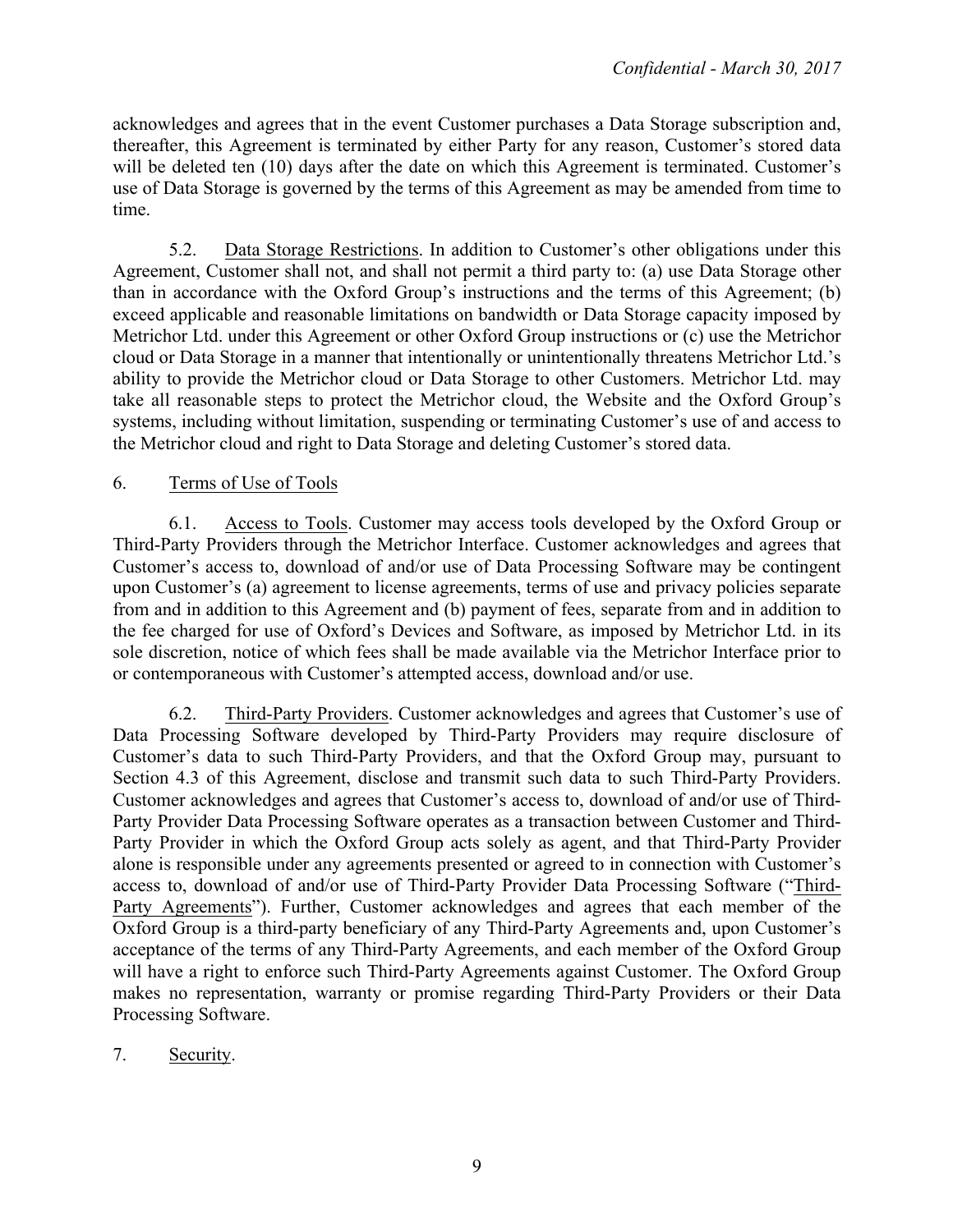acknowledges and agrees that in the event Customer purchases a Data Storage subscription and, thereafter, this Agreement is terminated by either Party for any reason, Customer's stored data will be deleted ten (10) days after the date on which this Agreement is terminated. Customer's use of Data Storage is governed by the terms of this Agreement as may be amended from time to time.

5.2. Data Storage Restrictions. In addition to Customer's other obligations under this Agreement, Customer shall not, and shall not permit a third party to: (a) use Data Storage other than in accordance with the Oxford Group's instructions and the terms of this Agreement; (b) exceed applicable and reasonable limitations on bandwidth or Data Storage capacity imposed by Metrichor Ltd. under this Agreement or other Oxford Group instructions or (c) use the Metrichor cloud or Data Storage in a manner that intentionally or unintentionally threatens Metrichor Ltd.'s ability to provide the Metrichor cloud or Data Storage to other Customers. Metrichor Ltd. may take all reasonable steps to protect the Metrichor cloud, the Website and the Oxford Group's systems, including without limitation, suspending or terminating Customer's use of and access to the Metrichor cloud and right to Data Storage and deleting Customer's stored data.

6. Terms of Use of Tools

6.1. Access to Tools. Customer may access tools developed by the Oxford Group or Third-Party Providers through the Metrichor Interface. Customer acknowledges and agrees that Customer's access to, download of and/or use of Data Processing Software may be contingent upon Customer's (a) agreement to license agreements, terms of use and privacy policies separate from and in addition to this Agreement and (b) payment of fees, separate from and in addition to the fee charged for use of Oxford's Devices and Software, as imposed by Metrichor Ltd. in its sole discretion, notice of which fees shall be made available via the Metrichor Interface prior to or contemporaneous with Customer's attempted access, download and/or use.

6.2. Third-Party Providers. Customer acknowledges and agrees that Customer's use of Data Processing Software developed by Third-Party Providers may require disclosure of Customer's data to such Third-Party Providers, and that the Oxford Group may, pursuant to Section 4.3 of this Agreement, disclose and transmit such data to such Third-Party Providers. Customer acknowledges and agrees that Customer's access to, download of and/or use of Third-Party Provider Data Processing Software operates as a transaction between Customer and Third-Party Provider in which the Oxford Group acts solely as agent, and that Third-Party Provider alone is responsible under any agreements presented or agreed to in connection with Customer's access to, download of and/or use of Third-Party Provider Data Processing Software ("Third-Party Agreements"). Further, Customer acknowledges and agrees that each member of the Oxford Group is a third-party beneficiary of any Third-Party Agreements and, upon Customer's acceptance of the terms of any Third-Party Agreements, and each member of the Oxford Group will have a right to enforce such Third-Party Agreements against Customer. The Oxford Group makes no representation, warranty or promise regarding Third-Party Providers or their Data Processing Software.

7. Security.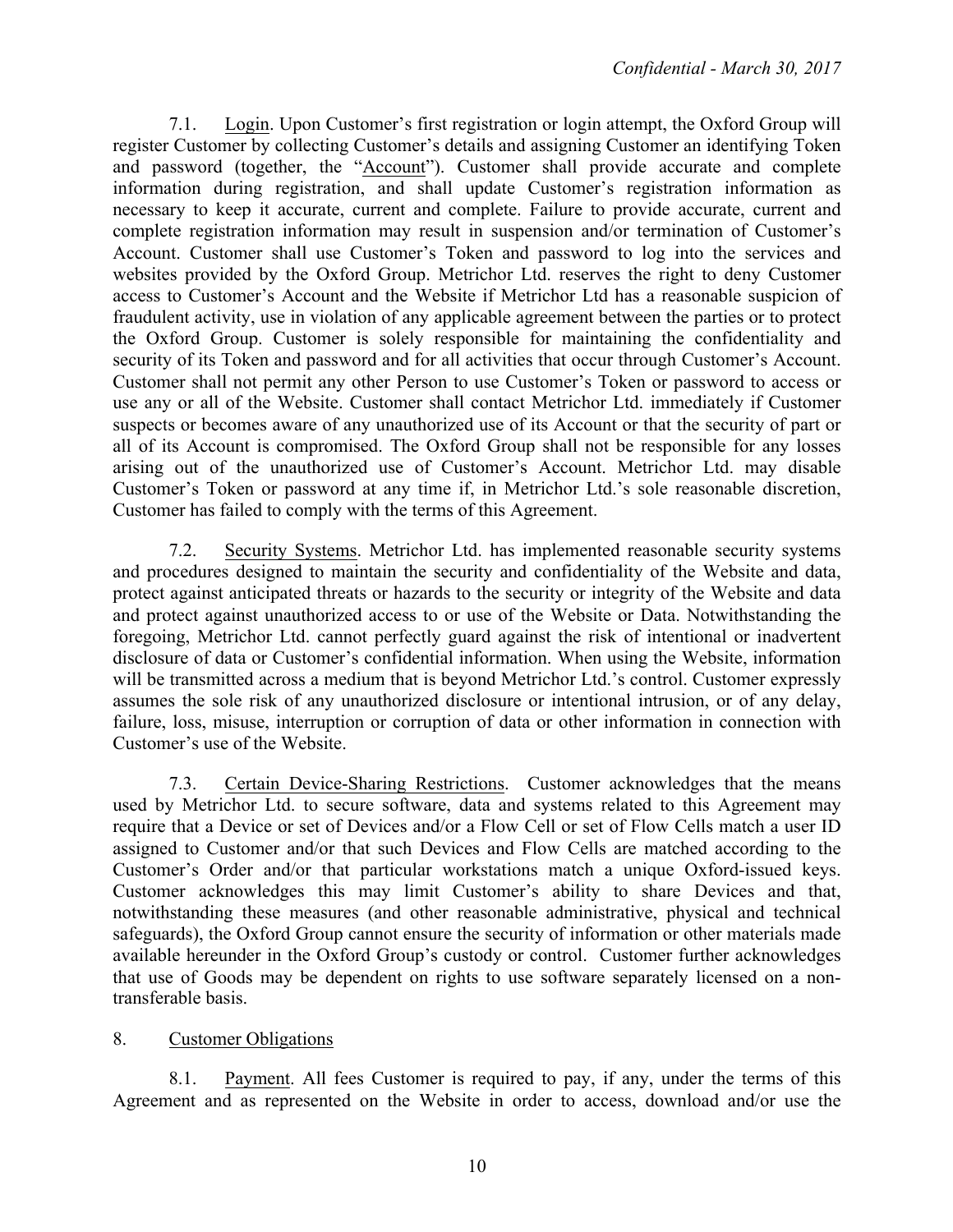7.1. Login. Upon Customer's first registration or login attempt, the Oxford Group will register Customer by collecting Customer's details and assigning Customer an identifying Token and password (together, the "Account"). Customer shall provide accurate and complete information during registration, and shall update Customer's registration information as necessary to keep it accurate, current and complete. Failure to provide accurate, current and complete registration information may result in suspension and/or termination of Customer's Account. Customer shall use Customer's Token and password to log into the services and websites provided by the Oxford Group. Metrichor Ltd. reserves the right to deny Customer access to Customer's Account and the Website if Metrichor Ltd has a reasonable suspicion of fraudulent activity, use in violation of any applicable agreement between the parties or to protect the Oxford Group. Customer is solely responsible for maintaining the confidentiality and security of its Token and password and for all activities that occur through Customer's Account. Customer shall not permit any other Person to use Customer's Token or password to access or use any or all of the Website. Customer shall contact Metrichor Ltd. immediately if Customer suspects or becomes aware of any unauthorized use of its Account or that the security of part or all of its Account is compromised. The Oxford Group shall not be responsible for any losses arising out of the unauthorized use of Customer's Account. Metrichor Ltd. may disable Customer's Token or password at any time if, in Metrichor Ltd.'s sole reasonable discretion, Customer has failed to comply with the terms of this Agreement.

7.2. Security Systems. Metrichor Ltd. has implemented reasonable security systems and procedures designed to maintain the security and confidentiality of the Website and data, protect against anticipated threats or hazards to the security or integrity of the Website and data and protect against unauthorized access to or use of the Website or Data. Notwithstanding the foregoing, Metrichor Ltd. cannot perfectly guard against the risk of intentional or inadvertent disclosure of data or Customer's confidential information. When using the Website, information will be transmitted across a medium that is beyond Metrichor Ltd.'s control. Customer expressly assumes the sole risk of any unauthorized disclosure or intentional intrusion, or of any delay, failure, loss, misuse, interruption or corruption of data or other information in connection with Customer's use of the Website.

7.3. Certain Device-Sharing Restrictions. Customer acknowledges that the means used by Metrichor Ltd. to secure software, data and systems related to this Agreement may require that a Device or set of Devices and/or a Flow Cell or set of Flow Cells match a user ID assigned to Customer and/or that such Devices and Flow Cells are matched according to the Customer's Order and/or that particular workstations match a unique Oxford-issued keys. Customer acknowledges this may limit Customer's ability to share Devices and that, notwithstanding these measures (and other reasonable administrative, physical and technical safeguards), the Oxford Group cannot ensure the security of information or other materials made available hereunder in the Oxford Group's custody or control. Customer further acknowledges that use of Goods may be dependent on rights to use software separately licensed on a non-transferable basis.

## 8. Customer Obligations

8.1. Payment. All fees Customer is required to pay, if any, under the terms of this Agreement and as represented on the Website in order to access, download and/or use the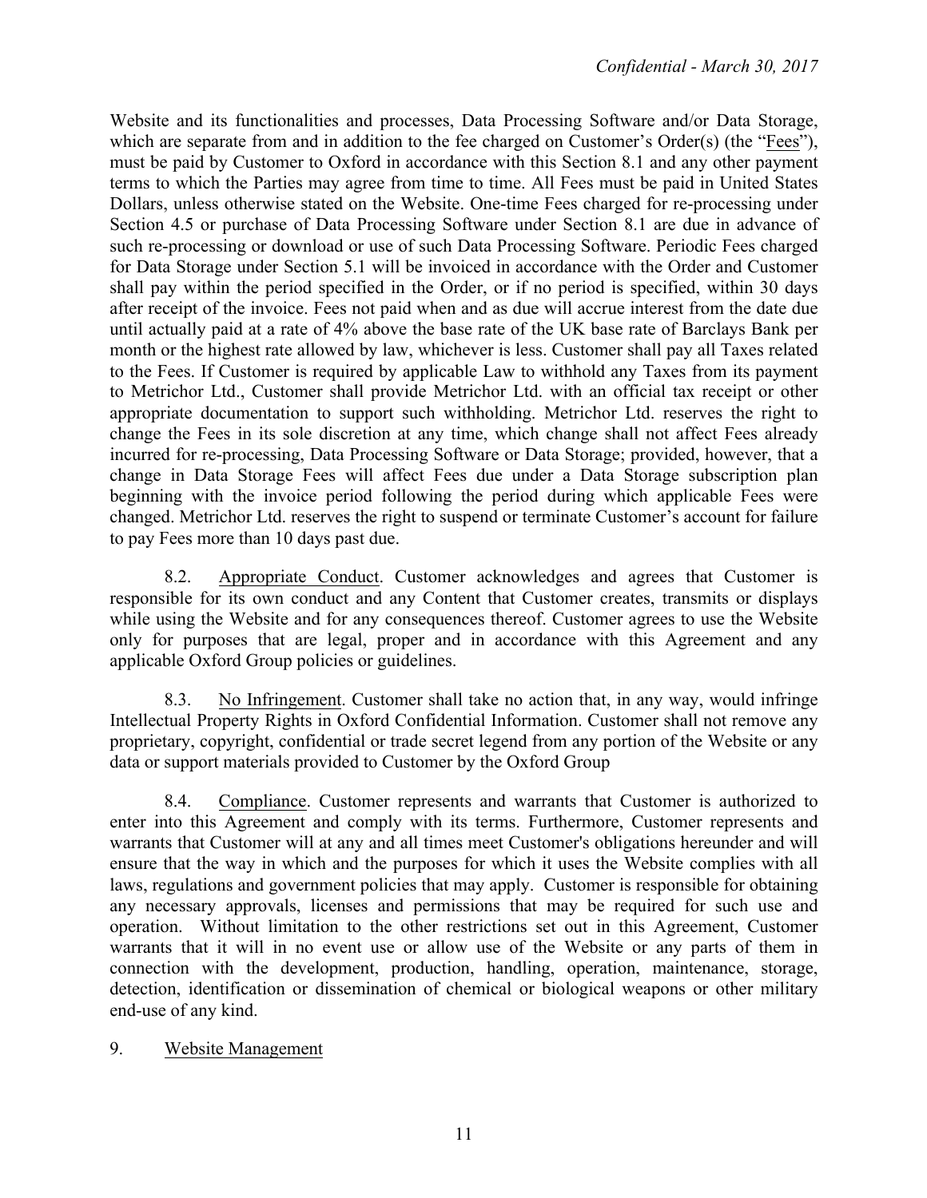Website and its functionalities and processes, Data Processing Software and/or Data Storage, which are separate from and in addition to the fee charged on Customer's Order(s) (the "Fees"), must be paid by Customer to Oxford in accordance with this Section 8.1 and any other payment terms to which the Parties may agree from time to time. All Fees must be paid in United States Dollars, unless otherwise stated on the Website. One-time Fees charged for re-processing under Section 4.5 or purchase of Data Processing Software under Section 8.1 are due in advance of such re-processing or download or use of such Data Processing Software. Periodic Fees charged for Data Storage under Section 5.1 will be invoiced in accordance with the Order and Customer shall pay within the period specified in the Order, or if no period is specified, within 30 days after receipt of the invoice. Fees not paid when and as due will accrue interest from the date due until actually paid at a rate of 4% above the base rate of the UK base rate of Barclays Bank per month or the highest rate allowed by law, whichever is less. Customer shall pay all Taxes related to the Fees. If Customer is required by applicable Law to withhold any Taxes from its payment to Metrichor Ltd., Customer shall provide Metrichor Ltd. with an official tax receipt or other appropriate documentation to support such withholding. Metrichor Ltd. reserves the right to change the Fees in its sole discretion at any time, which change shall not affect Fees already incurred for re-processing, Data Processing Software or Data Storage; provided, however, that a change in Data Storage Fees will affect Fees due under a Data Storage subscription plan beginning with the invoice period following the period during which applicable Fees were changed. Metrichor Ltd. reserves the right to suspend or terminate Customer's account for failure to pay Fees more than 10 days past due.

8.2. Appropriate Conduct. Customer acknowledges and agrees that Customer is responsible for its own conduct and any Content that Customer creates, transmits or displays while using the Website and for any consequences thereof. Customer agrees to use the Website only for purposes that are legal, proper and in accordance with this Agreement and any applicable Oxford Group policies or guidelines.

8.3. No Infringement. Customer shall take no action that, in any way, would infringe Intellectual Property Rights in Oxford Confidential Information. Customer shall not remove any proprietary, copyright, confidential or trade secret legend from any portion of the Website or any data or support materials provided to Customer by the Oxford Group

8.4. Compliance. Customer represents and warrants that Customer is authorized to enter into this Agreement and comply with its terms. Furthermore, Customer represents and warrants that Customer will at any and all times meet Customer's obligations hereunder and will ensure that the way in which and the purposes for which it uses the Website complies with all laws, regulations and government policies that may apply. Customer is responsible for obtaining any necessary approvals, licenses and permissions that may be required for such use and operation. Without limitation to the other restrictions set out in this Agreement, Customer warrants that it will in no event use or allow use of the Website or any parts of them in connection with the development, production, handling, operation, maintenance, storage, detection, identification or dissemination of chemical or biological weapons or other military end-use of any kind.

9. Website Management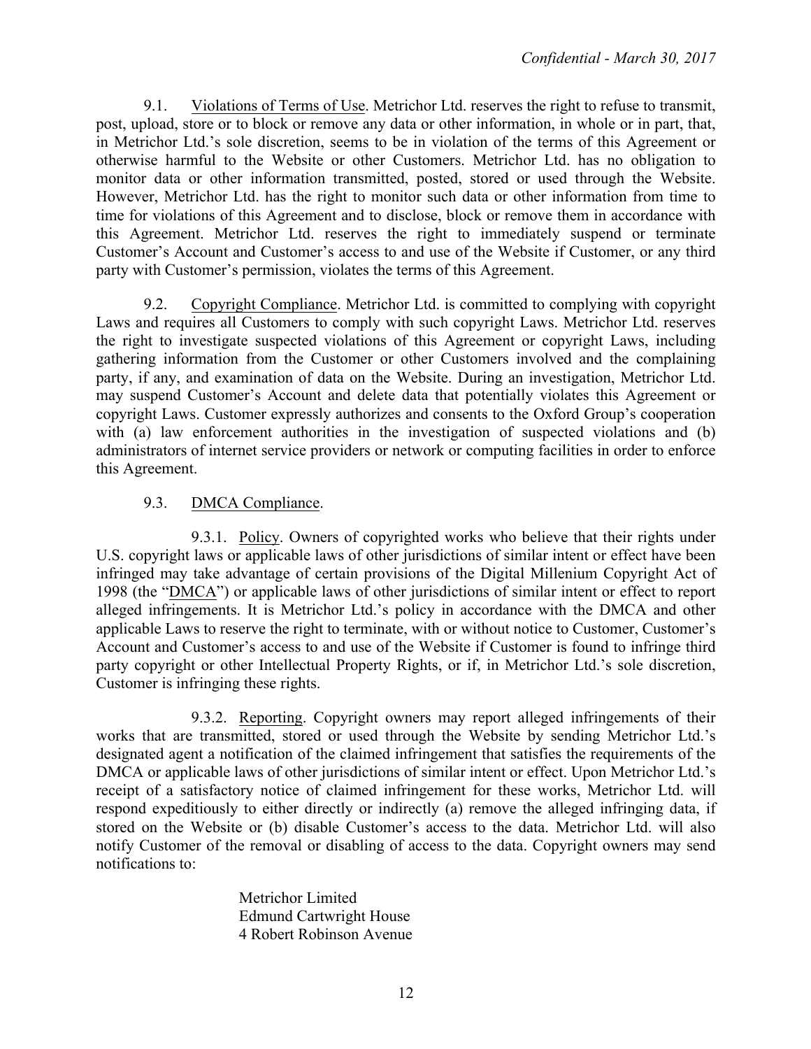9.1. Violations of Terms of Use. Metrichor Ltd. reserves the right to refuse to transmit, post, upload, store or to block or remove any data or other information, in whole or in part, that, in Metrichor Ltd.'s sole discretion, seems to be in violation of the terms of this Agreement or otherwise harmful to the Website or other Customers. Metrichor Ltd. has no obligation to monitor data or other information transmitted, posted, stored or used through the Website. However, Metrichor Ltd. has the right to monitor such data or other information from time to time for violations of this Agreement and to disclose, block or remove them in accordance with this Agreement. Metrichor Ltd. reserves the right to immediately suspend or terminate Customer's Account and Customer's access to and use of the Website if Customer, or any third party with Customer's permission, violates the terms of this Agreement.

9.2. Copyright Compliance. Metrichor Ltd. is committed to complying with copyright Laws and requires all Customers to comply with such copyright Laws. Metrichor Ltd. reserves the right to investigate suspected violations of this Agreement or copyright Laws, including gathering information from the Customer or other Customers involved and the complaining party, if any, and examination of data on the Website. During an investigation, Metrichor Ltd. may suspend Customer's Account and delete data that potentially violates this Agreement or copyright Laws. Customer expressly authorizes and consents to the Oxford Group's cooperation with (a) law enforcement authorities in the investigation of suspected violations and (b) administrators of internet service providers or network or computing facilities in order to enforce this Agreement.

9.3. DMCA Compliance.

9.3.1. Policy. Owners of copyrighted works who believe that their rights under U.S. copyright laws or applicable laws of other jurisdictions of similar intent or effect have been infringed may take advantage of certain provisions of the Digital Millenium Copyright Act of 1998 (the "DMCA") or applicable laws of other jurisdictions of similar intent or effect to report alleged infringements. It is Metrichor Ltd.'s policy in accordance with the DMCA and other applicable Laws to reserve the right to terminate, with or without notice to Customer, Customer's Account and Customer's access to and use of the Website if Customer is found to infringe third party copyright or other Intellectual Property Rights, or if, in Metrichor Ltd.'s sole discretion, Customer is infringing these rights.

9.3.2. Reporting. Copyright owners may report alleged infringements of their works that are transmitted, stored or used through the Website by sending Metrichor Ltd.'s designated agent a notification of the claimed infringement that satisfies the requirements of the DMCA or applicable laws of other jurisdictions of similar intent or effect. Upon Metrichor Ltd.'s receipt of a satisfactory notice of claimed infringement for these works, Metrichor Ltd. will respond expeditiously to either directly or indirectly (a) remove the alleged infringing data, if stored on the Website or (b) disable Customer's access to the data. Metrichor Ltd. will also notify Customer of the removal or disabling of access to the data. Copyright owners may send notifications to:

Metrichor Limited
Edmund Cartwright House
4 Robert Robinson Avenue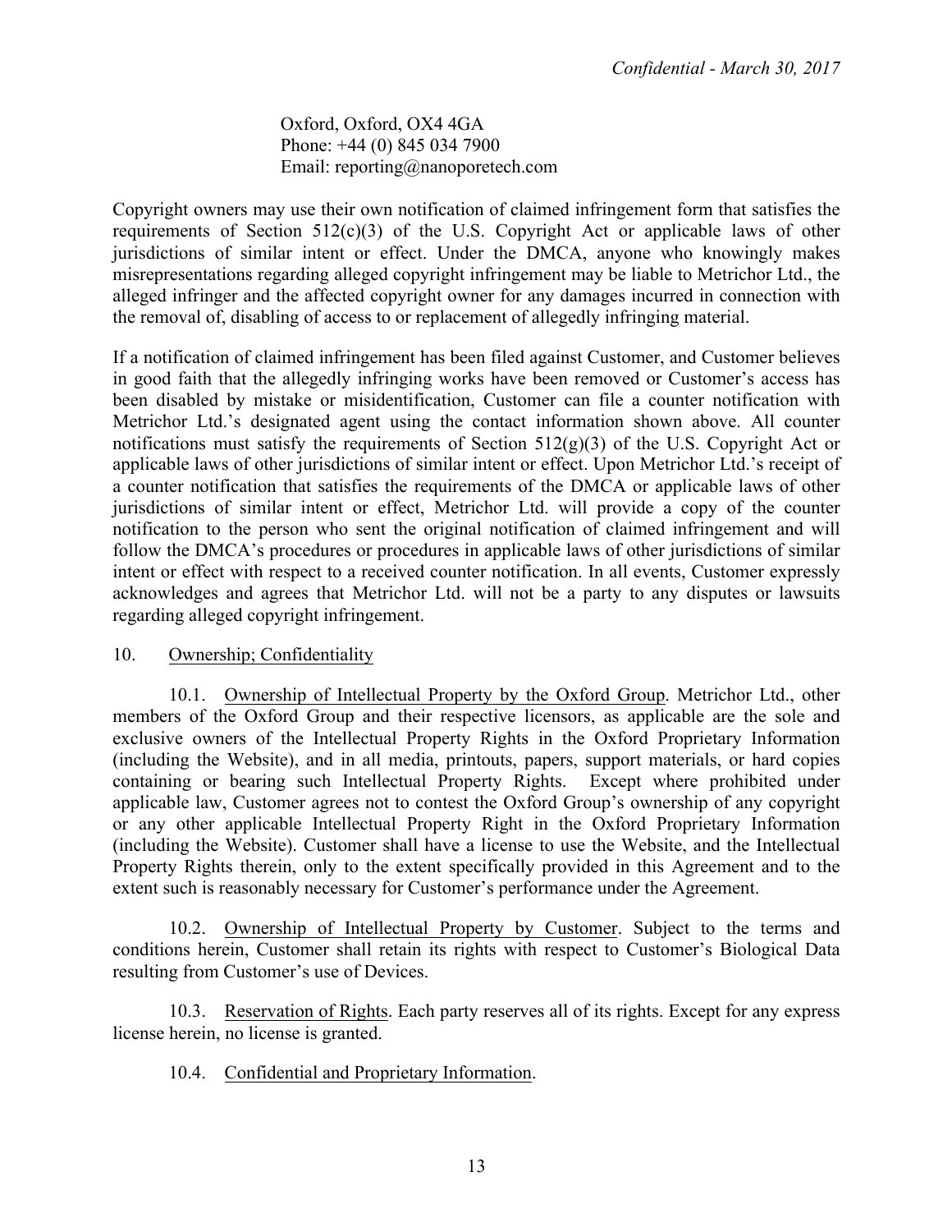Oxford, Oxford, OX4 4GA
Phone: +44 (0) 845 034 7900
Email: reporting@nanoporetech.com

Copyright owners may use their own notification of claimed infringement form that satisfies the requirements of Section 512(c)(3) of the U.S. Copyright Act or applicable laws of other jurisdictions of similar intent or effect. Under the DMCA, anyone who knowingly makes misrepresentations regarding alleged copyright infringement may be liable to Metrichor Ltd., the alleged infringer and the affected copyright owner for any damages incurred in connection with the removal of, disabling of access to or replacement of allegedly infringing material.

If a notification of claimed infringement has been filed against Customer, and Customer believes in good faith that the allegedly infringing works have been removed or Customer's access has been disabled by mistake or misidentification, Customer can file a counter notification with Metrichor Ltd.'s designated agent using the contact information shown above. All counter notifications must satisfy the requirements of Section 512(g)(3) of the U.S. Copyright Act or applicable laws of other jurisdictions of similar intent or effect. Upon Metrichor Ltd.'s receipt of a counter notification that satisfies the requirements of the DMCA or applicable laws of other jurisdictions of similar intent or effect, Metrichor Ltd. will provide a copy of the counter notification to the person who sent the original notification of claimed infringement and will follow the DMCA's procedures or procedures in applicable laws of other jurisdictions of similar intent or effect with respect to a received counter notification. In all events, Customer expressly acknowledges and agrees that Metrichor Ltd. will not be a party to any disputes or lawsuits regarding alleged copyright infringement.

10. Ownership; Confidentiality

10.1. Ownership of Intellectual Property by the Oxford Group. Metrichor Ltd., other members of the Oxford Group and their respective licensors, as applicable are the sole and exclusive owners of the Intellectual Property Rights in the Oxford Proprietary Information (including the Website), and in all media, printouts, papers, support materials, or hard copies containing or bearing such Intellectual Property Rights. Except where prohibited under applicable law, Customer agrees not to contest the Oxford Group's ownership of any copyright or any other applicable Intellectual Property Right in the Oxford Proprietary Information (including the Website). Customer shall have a license to use the Website, and the Intellectual Property Rights therein, only to the extent specifically provided in this Agreement and to the extent such is reasonably necessary for Customer's performance under the Agreement.

10.2. Ownership of Intellectual Property by Customer. Subject to the terms and conditions herein, Customer shall retain its rights with respect to Customer's Biological Data resulting from Customer's use of Devices.

10.3. Reservation of Rights. Each party reserves all of its rights. Except for any express license herein, no license is granted.

10.4. Confidential and Proprietary Information.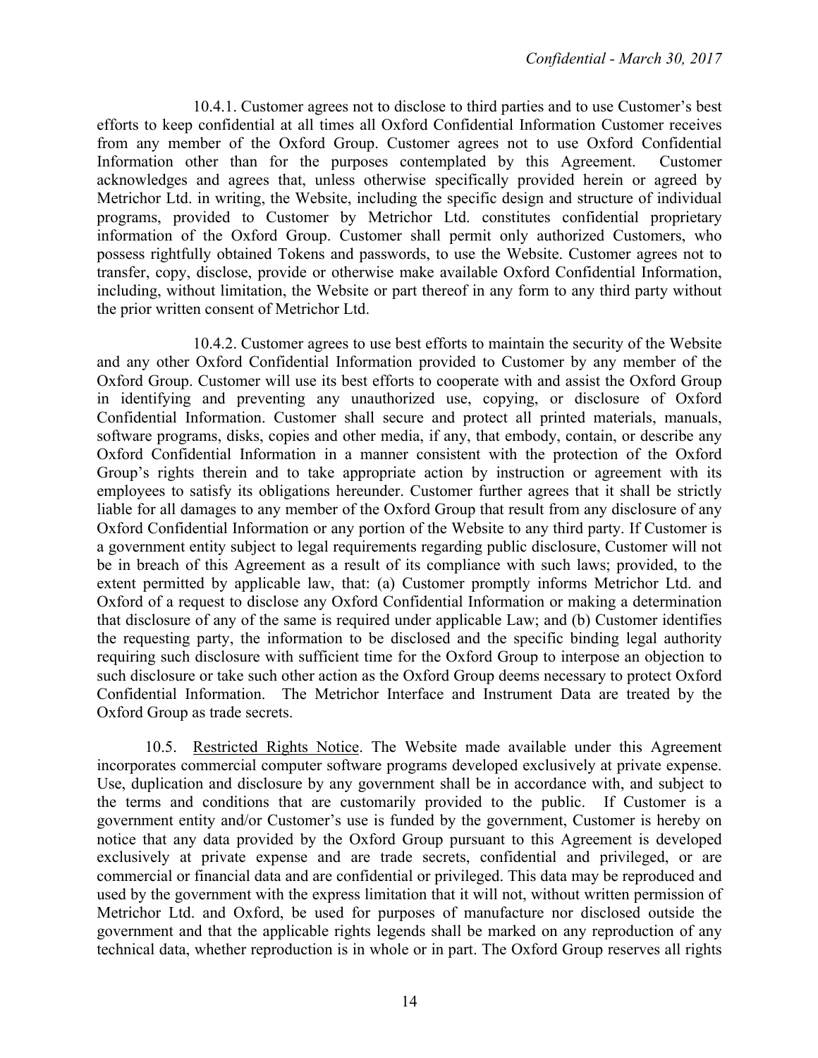10.4.1. Customer agrees not to disclose to third parties and to use Customer's best efforts to keep confidential at all times all Oxford Confidential Information Customer receives from any member of the Oxford Group. Customer agrees not to use Oxford Confidential Information other than for the purposes contemplated by this Agreement. Customer acknowledges and agrees that, unless otherwise specifically provided herein or agreed by Metrichor Ltd. in writing, the Website, including the specific design and structure of individual programs, provided to Customer by Metrichor Ltd. constitutes confidential proprietary information of the Oxford Group. Customer shall permit only authorized Customers, who possess rightfully obtained Tokens and passwords, to use the Website. Customer agrees not to transfer, copy, disclose, provide or otherwise make available Oxford Confidential Information, including, without limitation, the Website or part thereof in any form to any third party without the prior written consent of Metrichor Ltd.

10.4.2. Customer agrees to use best efforts to maintain the security of the Website and any other Oxford Confidential Information provided to Customer by any member of the Oxford Group. Customer will use its best efforts to cooperate with and assist the Oxford Group in identifying and preventing any unauthorized use, copying, or disclosure of Oxford Confidential Information. Customer shall secure and protect all printed materials, manuals, software programs, disks, copies and other media, if any, that embody, contain, or describe any Oxford Confidential Information in a manner consistent with the protection of the Oxford Group's rights therein and to take appropriate action by instruction or agreement with its employees to satisfy its obligations hereunder. Customer further agrees that it shall be strictly liable for all damages to any member of the Oxford Group that result from any disclosure of any Oxford Confidential Information or any portion of the Website to any third party. If Customer is a government entity subject to legal requirements regarding public disclosure, Customer will not be in breach of this Agreement as a result of its compliance with such laws; provided, to the extent permitted by applicable law, that: (a) Customer promptly informs Metrichor Ltd. and Oxford of a request to disclose any Oxford Confidential Information or making a determination that disclosure of any of the same is required under applicable Law; and (b) Customer identifies the requesting party, the information to be disclosed and the specific binding legal authority requiring such disclosure with sufficient time for the Oxford Group to interpose an objection to such disclosure or take such other action as the Oxford Group deems necessary to protect Oxford Confidential Information. The Metrichor Interface and Instrument Data are treated by the Oxford Group as trade secrets.

10.5. Restricted Rights Notice. The Website made available under this Agreement incorporates commercial computer software programs developed exclusively at private expense. Use, duplication and disclosure by any government shall be in accordance with, and subject to the terms and conditions that are customarily provided to the public. If Customer is a government entity and/or Customer's use is funded by the government, Customer is hereby on notice that any data provided by the Oxford Group pursuant to this Agreement is developed exclusively at private expense and are trade secrets, confidential and privileged, or are commercial or financial data and are confidential or privileged. This data may be reproduced and used by the government with the express limitation that it will not, without written permission of Metrichor Ltd. and Oxford, be used for purposes of manufacture nor disclosed outside the government and that the applicable rights legends shall be marked on any reproduction of any technical data, whether reproduction is in whole or in part. The Oxford Group reserves all rights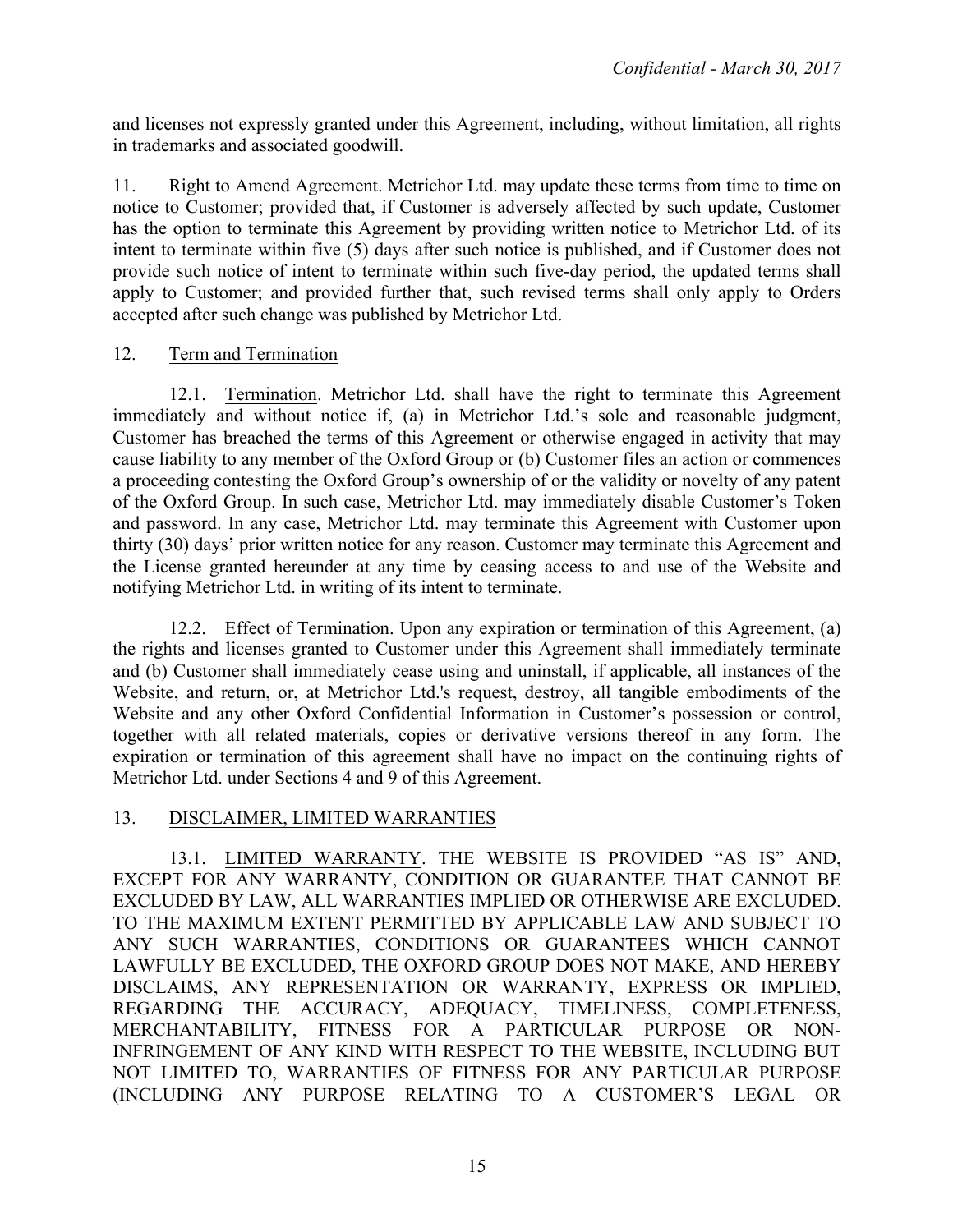and licenses not expressly granted under this Agreement, including, without limitation, all rights in trademarks and associated goodwill.

11. Right to Amend Agreement. Metrichor Ltd. may update these terms from time to time on notice to Customer; provided that, if Customer is adversely affected by such update, Customer has the option to terminate this Agreement by providing written notice to Metrichor Ltd. of its intent to terminate within five (5) days after such notice is published, and if Customer does not provide such notice of intent to terminate within such five-day period, the updated terms shall apply to Customer; and provided further that, such revised terms shall only apply to Orders accepted after such change was published by Metrichor Ltd.

12. Term and Termination

12.1. Termination. Metrichor Ltd. shall have the right to terminate this Agreement immediately and without notice if, (a) in Metrichor Ltd.'s sole and reasonable judgment, Customer has breached the terms of this Agreement or otherwise engaged in activity that may cause liability to any member of the Oxford Group or (b) Customer files an action or commences a proceeding contesting the Oxford Group's ownership of or the validity or novelty of any patent of the Oxford Group. In such case, Metrichor Ltd. may immediately disable Customer's Token and password. In any case, Metrichor Ltd. may terminate this Agreement with Customer upon thirty (30) days' prior written notice for any reason. Customer may terminate this Agreement and the License granted hereunder at any time by ceasing access to and use of the Website and notifying Metrichor Ltd. in writing of its intent to terminate.

12.2. Effect of Termination. Upon any expiration or termination of this Agreement, (a) the rights and licenses granted to Customer under this Agreement shall immediately terminate and (b) Customer shall immediately cease using and uninstall, if applicable, all instances of the Website, and return, or, at Metrichor Ltd.'s request, destroy, all tangible embodiments of the Website and any other Oxford Confidential Information in Customer's possession or control, together with all related materials, copies or derivative versions thereof in any form. The expiration or termination of this agreement shall have no impact on the continuing rights of Metrichor Ltd. under Sections 4 and 9 of this Agreement.

13. DISCLAIMER, LIMITED WARRANTIES

13.1. LIMITED WARRANTY. THE WEBSITE IS PROVIDED "AS IS" AND, EXCEPT FOR ANY WARRANTY, CONDITION OR GUARANTEE THAT CANNOT BE EXCLUDED BY LAW, ALL WARRANTIES IMPLIED OR OTHERWISE ARE EXCLUDED. TO THE MAXIMUM EXTENT PERMITTED BY APPLICABLE LAW AND SUBJECT TO ANY SUCH WARRANTIES, CONDITIONS OR GUARANTEES WHICH CANNOT LAWFULLY BE EXCLUDED, THE OXFORD GROUP DOES NOT MAKE, AND HEREBY DISCLAIMS, ANY REPRESENTATION OR WARRANTY, EXPRESS OR IMPLIED, REGARDING THE ACCURACY, ADEQUACY, TIMELINESS, COMPLETENESS, MERCHANTABILITY, FITNESS FOR A PARTICULAR PURPOSE OR NON-INFRINGEMENT OF ANY KIND WITH RESPECT TO THE WEBSITE, INCLUDING BUT NOT LIMITED TO, WARRANTIES OF FITNESS FOR ANY PARTICULAR PURPOSE (INCLUDING ANY PURPOSE RELATING TO A CUSTOMER'S LEGAL OR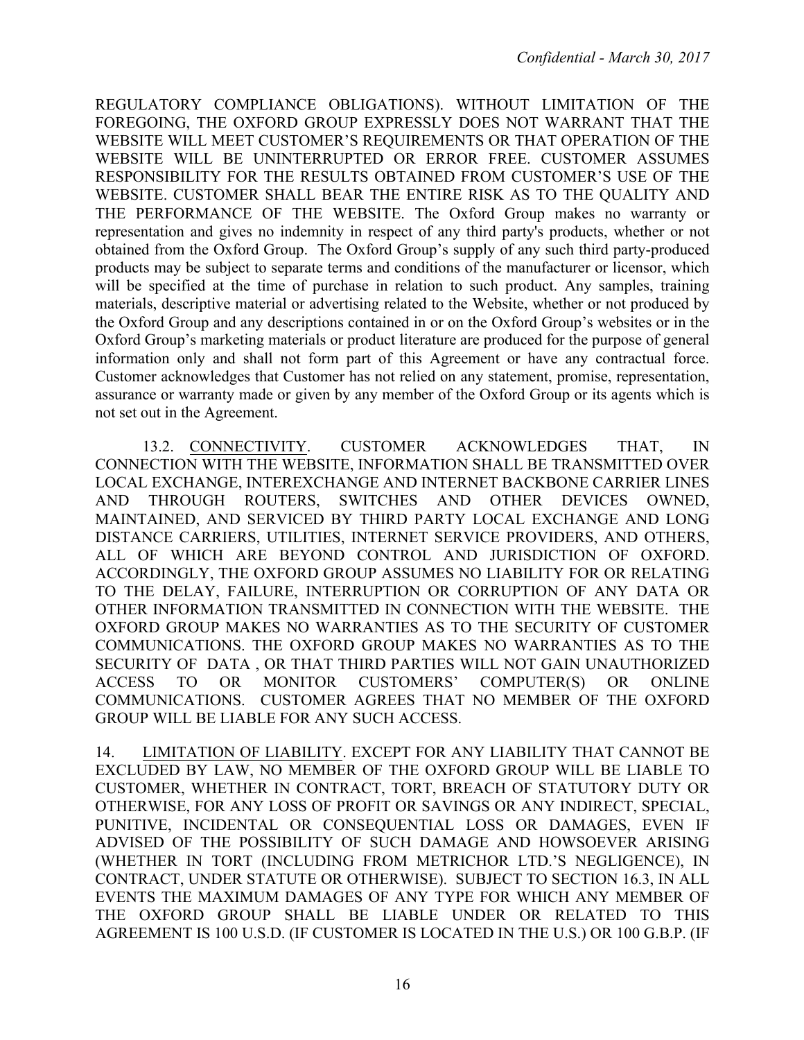REGULATORY COMPLIANCE OBLIGATIONS). WITHOUT LIMITATION OF THE FOREGOING, THE OXFORD GROUP EXPRESSLY DOES NOT WARRANT THAT THE WEBSITE WILL MEET CUSTOMER'S REQUIREMENTS OR THAT OPERATION OF THE WEBSITE WILL BE UNINTERRUPTED OR ERROR FREE. CUSTOMER ASSUMES RESPONSIBILITY FOR THE RESULTS OBTAINED FROM CUSTOMER'S USE OF THE WEBSITE. CUSTOMER SHALL BEAR THE ENTIRE RISK AS TO THE QUALITY AND THE PERFORMANCE OF THE WEBSITE. The Oxford Group makes no warranty or representation and gives no indemnity in respect of any third party's products, whether or not obtained from the Oxford Group. The Oxford Group's supply of any such third party-produced products may be subject to separate terms and conditions of the manufacturer or licensor, which will be specified at the time of purchase in relation to such product. Any samples, training materials, descriptive material or advertising related to the Website, whether or not produced by the Oxford Group and any descriptions contained in or on the Oxford Group's websites or in the Oxford Group's marketing materials or product literature are produced for the purpose of general information only and shall not form part of this Agreement or have any contractual force. Customer acknowledges that Customer has not relied on any statement, promise, representation, assurance or warranty made or given by any member of the Oxford Group or its agents which is not set out in the Agreement.

13.2. CONNECTIVITY. CUSTOMER ACKNOWLEDGES THAT, IN CONNECTION WITH THE WEBSITE, INFORMATION SHALL BE TRANSMITTED OVER LOCAL EXCHANGE, INTEREXCHANGE AND INTERNET BACKBONE CARRIER LINES AND THROUGH ROUTERS, SWITCHES AND OTHER DEVICES OWNED, MAINTAINED, AND SERVICED BY THIRD PARTY LOCAL EXCHANGE AND LONG DISTANCE CARRIERS, UTILITIES, INTERNET SERVICE PROVIDERS, AND OTHERS, ALL OF WHICH ARE BEYOND CONTROL AND JURISDICTION OF OXFORD. ACCORDINGLY, THE OXFORD GROUP ASSUMES NO LIABILITY FOR OR RELATING TO THE DELAY, FAILURE, INTERRUPTION OR CORRUPTION OF ANY DATA OR OTHER INFORMATION TRANSMITTED IN CONNECTION WITH THE WEBSITE. THE OXFORD GROUP MAKES NO WARRANTIES AS TO THE SECURITY OF CUSTOMER COMMUNICATIONS. THE OXFORD GROUP MAKES NO WARRANTIES AS TO THE SECURITY OF DATA , OR THAT THIRD PARTIES WILL NOT GAIN UNAUTHORIZED ACCESS TO OR MONITOR CUSTOMERS' COMPUTER(S) OR ONLINE COMMUNICATIONS. CUSTOMER AGREES THAT NO MEMBER OF THE OXFORD GROUP WILL BE LIABLE FOR ANY SUCH ACCESS.

14. LIMITATION OF LIABILITY. EXCEPT FOR ANY LIABILITY THAT CANNOT BE EXCLUDED BY LAW, NO MEMBER OF THE OXFORD GROUP WILL BE LIABLE TO CUSTOMER, WHETHER IN CONTRACT, TORT, BREACH OF STATUTORY DUTY OR OTHERWISE, FOR ANY LOSS OF PROFIT OR SAVINGS OR ANY INDIRECT, SPECIAL, PUNITIVE, INCIDENTAL OR CONSEQUENTIAL LOSS OR DAMAGES, EVEN IF ADVISED OF THE POSSIBILITY OF SUCH DAMAGE AND HOWSOEVER ARISING (WHETHER IN TORT (INCLUDING FROM METRICHOR LTD.'S NEGLIGENCE), IN CONTRACT, UNDER STATUTE OR OTHERWISE). SUBJECT TO SECTION 16.3, IN ALL EVENTS THE MAXIMUM DAMAGES OF ANY TYPE FOR WHICH ANY MEMBER OF THE OXFORD GROUP SHALL BE LIABLE UNDER OR RELATED TO THIS AGREEMENT IS 100 U.S.D. (IF CUSTOMER IS LOCATED IN THE U.S.) OR 100 G.B.P. (IF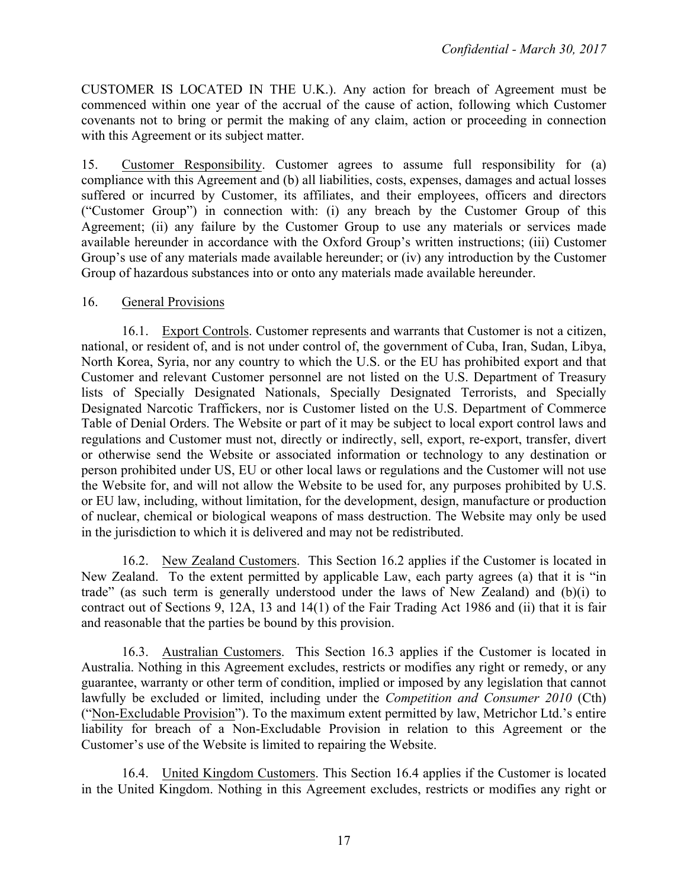CUSTOMER IS LOCATED IN THE U.K.). Any action for breach of Agreement must be commenced within one year of the accrual of the cause of action, following which Customer covenants not to bring or permit the making of any claim, action or proceeding in connection with this Agreement or its subject matter.

15. Customer Responsibility. Customer agrees to assume full responsibility for (a) compliance with this Agreement and (b) all liabilities, costs, expenses, damages and actual losses suffered or incurred by Customer, its affiliates, and their employees, officers and directors ("Customer Group") in connection with: (i) any breach by the Customer Group of this Agreement; (ii) any failure by the Customer Group to use any materials or services made available hereunder in accordance with the Oxford Group's written instructions; (iii) Customer Group's use of any materials made available hereunder; or (iv) any introduction by the Customer Group of hazardous substances into or onto any materials made available hereunder.

16. General Provisions

16.1. Export Controls. Customer represents and warrants that Customer is not a citizen, national, or resident of, and is not under control of, the government of Cuba, Iran, Sudan, Libya, North Korea, Syria, nor any country to which the U.S. or the EU has prohibited export and that Customer and relevant Customer personnel are not listed on the U.S. Department of Treasury lists of Specially Designated Nationals, Specially Designated Terrorists, and Specially Designated Narcotic Traffickers, nor is Customer listed on the U.S. Department of Commerce Table of Denial Orders. The Website or part of it may be subject to local export control laws and regulations and Customer must not, directly or indirectly, sell, export, re-export, transfer, divert or otherwise send the Website or associated information or technology to any destination or person prohibited under US, EU or other local laws or regulations and the Customer will not use the Website for, and will not allow the Website to be used for, any purposes prohibited by U.S. or EU law, including, without limitation, for the development, design, manufacture or production of nuclear, chemical or biological weapons of mass destruction. The Website may only be used in the jurisdiction to which it is delivered and may not be redistributed.

16.2. New Zealand Customers. This Section 16.2 applies if the Customer is located in New Zealand. To the extent permitted by applicable Law, each party agrees (a) that it is "in trade" (as such term is generally understood under the laws of New Zealand) and (b)(i) to contract out of Sections 9, 12A, 13 and 14(1) of the Fair Trading Act 1986 and (ii) that it is fair and reasonable that the parties be bound by this provision.

16.3. Australian Customers. This Section 16.3 applies if the Customer is located in Australia. Nothing in this Agreement excludes, restricts or modifies any right or remedy, or any guarantee, warranty or other term of condition, implied or imposed by any legislation that cannot lawfully be excluded or limited, including under the *Competition and Consumer 2010* (Cth) ("Non-Excludable Provision"). To the maximum extent permitted by law, Metrichor Ltd.'s entire liability for breach of a Non-Excludable Provision in relation to this Agreement or the Customer's use of the Website is limited to repairing the Website.

16.4. United Kingdom Customers. This Section 16.4 applies if the Customer is located in the United Kingdom. Nothing in this Agreement excludes, restricts or modifies any right or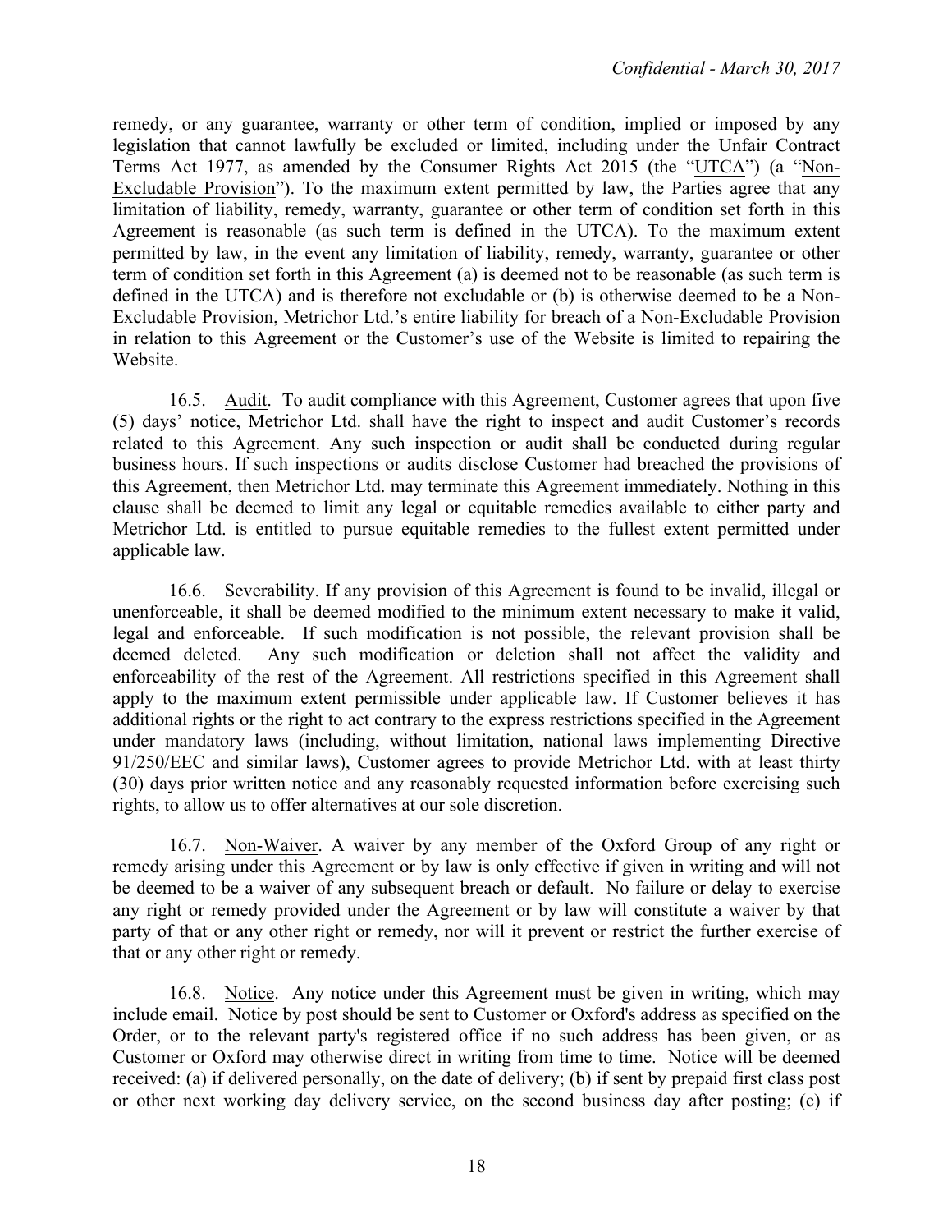remedy, or any guarantee, warranty or other term of condition, implied or imposed by any legislation that cannot lawfully be excluded or limited, including under the Unfair Contract Terms Act 1977, as amended by the Consumer Rights Act 2015 (the "UTCA") (a "Non-Excludable Provision"). To the maximum extent permitted by law, the Parties agree that any limitation of liability, remedy, warranty, guarantee or other term of condition set forth in this Agreement is reasonable (as such term is defined in the UTCA). To the maximum extent permitted by law, in the event any limitation of liability, remedy, warranty, guarantee or other term of condition set forth in this Agreement (a) is deemed not to be reasonable (as such term is defined in the UTCA) and is therefore not excludable or (b) is otherwise deemed to be a Non-Excludable Provision, Metrichor Ltd.'s entire liability for breach of a Non-Excludable Provision in relation to this Agreement or the Customer's use of the Website is limited to repairing the Website.

16.5. Audit. To audit compliance with this Agreement, Customer agrees that upon five (5) days' notice, Metrichor Ltd. shall have the right to inspect and audit Customer's records related to this Agreement. Any such inspection or audit shall be conducted during regular business hours. If such inspections or audits disclose Customer had breached the provisions of this Agreement, then Metrichor Ltd. may terminate this Agreement immediately. Nothing in this clause shall be deemed to limit any legal or equitable remedies available to either party and Metrichor Ltd. is entitled to pursue equitable remedies to the fullest extent permitted under applicable law.

16.6. Severability. If any provision of this Agreement is found to be invalid, illegal or unenforceable, it shall be deemed modified to the minimum extent necessary to make it valid, legal and enforceable. If such modification is not possible, the relevant provision shall be deemed deleted. Any such modification or deletion shall not affect the validity and enforceability of the rest of the Agreement. All restrictions specified in this Agreement shall apply to the maximum extent permissible under applicable law. If Customer believes it has additional rights or the right to act contrary to the express restrictions specified in the Agreement under mandatory laws (including, without limitation, national laws implementing Directive 91/250/EEC and similar laws), Customer agrees to provide Metrichor Ltd. with at least thirty (30) days prior written notice and any reasonably requested information before exercising such rights, to allow us to offer alternatives at our sole discretion.

16.7. Non-Waiver. A waiver by any member of the Oxford Group of any right or remedy arising under this Agreement or by law is only effective if given in writing and will not be deemed to be a waiver of any subsequent breach or default. No failure or delay to exercise any right or remedy provided under the Agreement or by law will constitute a waiver by that party of that or any other right or remedy, nor will it prevent or restrict the further exercise of that or any other right or remedy.

16.8. Notice. Any notice under this Agreement must be given in writing, which may include email. Notice by post should be sent to Customer or Oxford's address as specified on the Order, or to the relevant party's registered office if no such address has been given, or as Customer or Oxford may otherwise direct in writing from time to time. Notice will be deemed received: (a) if delivered personally, on the date of delivery; (b) if sent by prepaid first class post or other next working day delivery service, on the second business day after posting; (c) if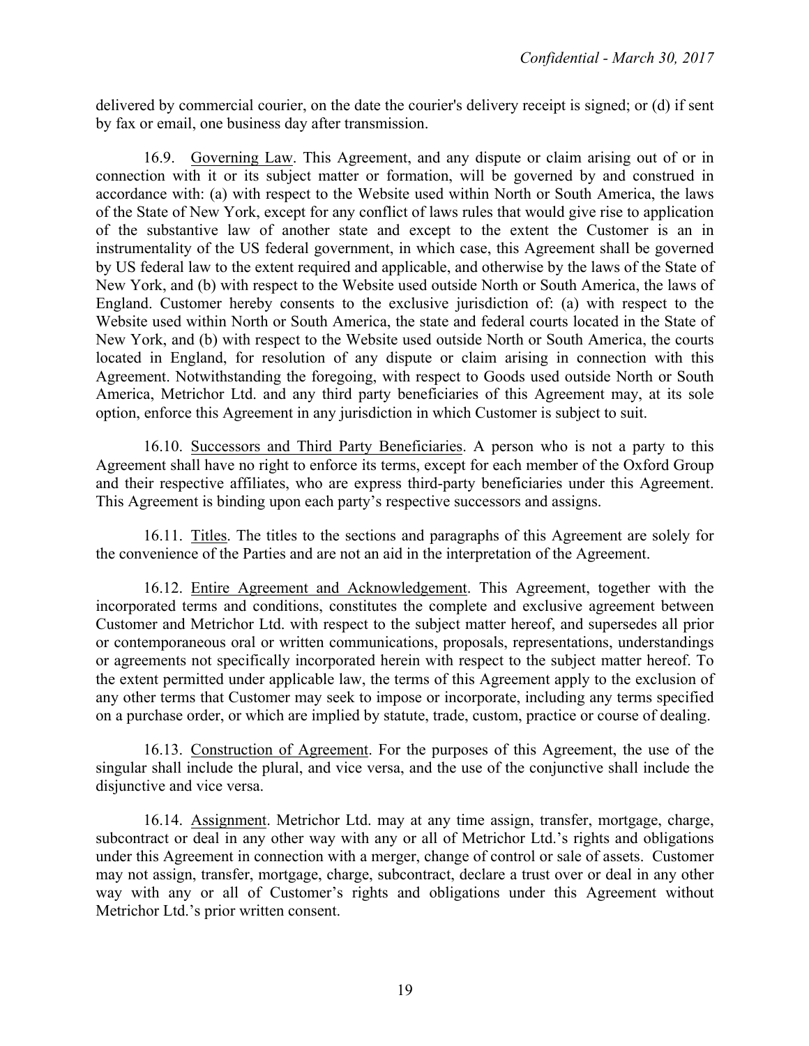delivered by commercial courier, on the date the courier's delivery receipt is signed; or (d) if sent by fax or email, one business day after transmission.

16.9. Governing Law. This Agreement, and any dispute or claim arising out of or in connection with it or its subject matter or formation, will be governed by and construed in accordance with: (a) with respect to the Website used within North or South America, the laws of the State of New York, except for any conflict of laws rules that would give rise to application of the substantive law of another state and except to the extent the Customer is an in instrumentality of the US federal government, in which case, this Agreement shall be governed by US federal law to the extent required and applicable, and otherwise by the laws of the State of New York, and (b) with respect to the Website used outside North or South America, the laws of England. Customer hereby consents to the exclusive jurisdiction of: (a) with respect to the Website used within North or South America, the state and federal courts located in the State of New York, and (b) with respect to the Website used outside North or South America, the courts located in England, for resolution of any dispute or claim arising in connection with this Agreement. Notwithstanding the foregoing, with respect to Goods used outside North or South America, Metrichor Ltd. and any third party beneficiaries of this Agreement may, at its sole option, enforce this Agreement in any jurisdiction in which Customer is subject to suit.

16.10. Successors and Third Party Beneficiaries. A person who is not a party to this Agreement shall have no right to enforce its terms, except for each member of the Oxford Group and their respective affiliates, who are express third-party beneficiaries under this Agreement. This Agreement is binding upon each party's respective successors and assigns.

16.11. Titles. The titles to the sections and paragraphs of this Agreement are solely for the convenience of the Parties and are not an aid in the interpretation of the Agreement.

16.12. Entire Agreement and Acknowledgement. This Agreement, together with the incorporated terms and conditions, constitutes the complete and exclusive agreement between Customer and Metrichor Ltd. with respect to the subject matter hereof, and supersedes all prior or contemporaneous oral or written communications, proposals, representations, understandings or agreements not specifically incorporated herein with respect to the subject matter hereof. To the extent permitted under applicable law, the terms of this Agreement apply to the exclusion of any other terms that Customer may seek to impose or incorporate, including any terms specified on a purchase order, or which are implied by statute, trade, custom, practice or course of dealing.

16.13. Construction of Agreement. For the purposes of this Agreement, the use of the singular shall include the plural, and vice versa, and the use of the conjunctive shall include the disjunctive and vice versa.

16.14. Assignment. Metrichor Ltd. may at any time assign, transfer, mortgage, charge, subcontract or deal in any other way with any or all of Metrichor Ltd.'s rights and obligations under this Agreement in connection with a merger, change of control or sale of assets. Customer may not assign, transfer, mortgage, charge, subcontract, declare a trust over or deal in any other way with any or all of Customer's rights and obligations under this Agreement without Metrichor Ltd.'s prior written consent.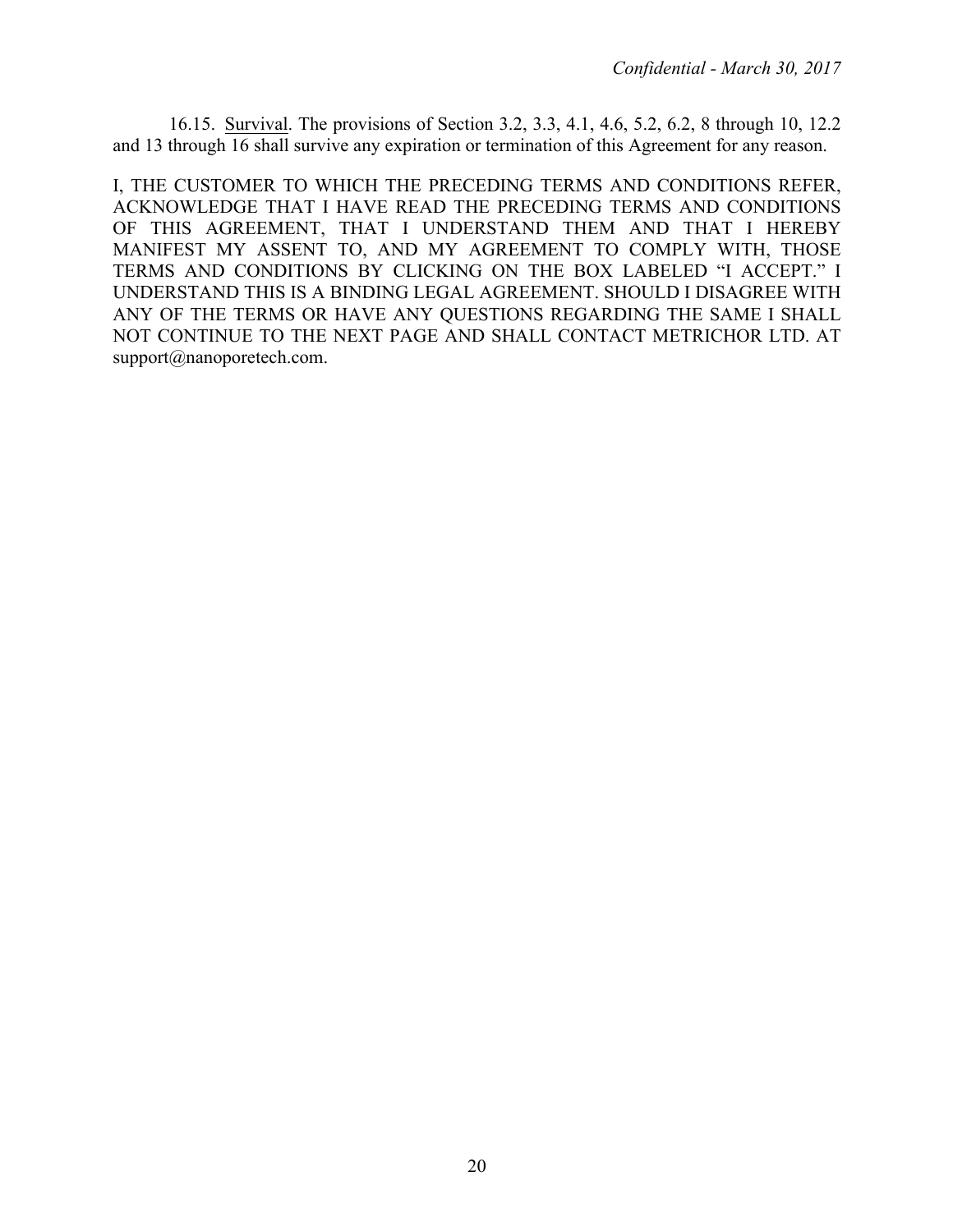16.15. Survival. The provisions of Section 3.2, 3.3, 4.1, 4.6, 5.2, 6.2, 8 through 10, 12.2 and 13 through 16 shall survive any expiration or termination of this Agreement for any reason.

I, THE CUSTOMER TO WHICH THE PRECEDING TERMS AND CONDITIONS REFER, ACKNOWLEDGE THAT I HAVE READ THE PRECEDING TERMS AND CONDITIONS OF THIS AGREEMENT, THAT I UNDERSTAND THEM AND THAT I HEREBY MANIFEST MY ASSENT TO, AND MY AGREEMENT TO COMPLY WITH, THOSE TERMS AND CONDITIONS BY CLICKING ON THE BOX LABELED "I ACCEPT." I UNDERSTAND THIS IS A BINDING LEGAL AGREEMENT. SHOULD I DISAGREE WITH ANY OF THE TERMS OR HAVE ANY QUESTIONS REGARDING THE SAME I SHALL NOT CONTINUE TO THE NEXT PAGE AND SHALL CONTACT METRICHOR LTD. AT support@nanoporetech.com.